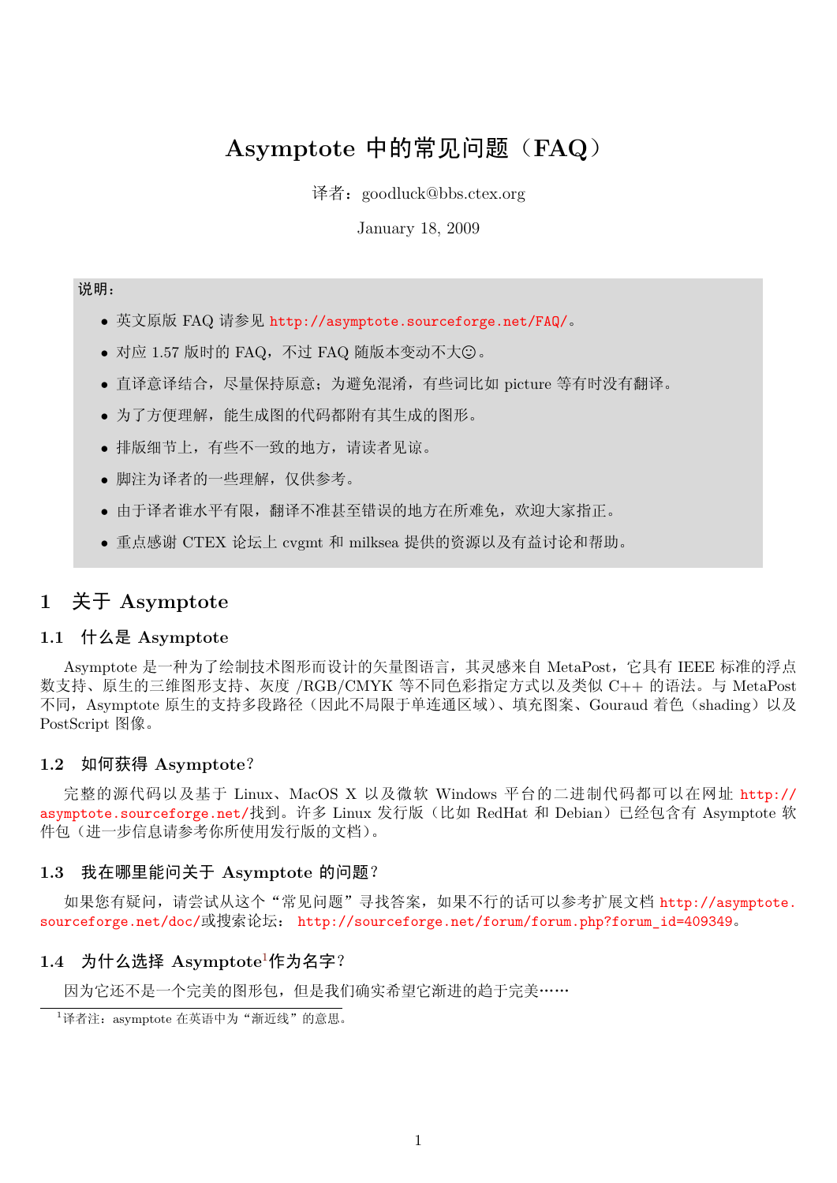# Asymptote 中的常见问题（FAQ）

译者：goodluck@bbs.ctex.org

January 18, 2009

**说明：**

- 英文原版 FAQ 请参见 http://asymptote.sourceforge.net/FAQ/。
- 对应 1.57 版时的 FAQ，不过 FAQ 随版本变动不大☺。
- 直译意译结合，尽量保持原意；为避免混淆，有些词比如 picture 等有时没有翻译。
- 为了方便理解，能生成图的代码都附有其生成的图形。
- 排版细节上，有些不一致的地方，请读者见谅。
- 脚注为译者的一些理解，仅供参考。
- 由于译者谁水平有限，翻译不准甚至错误的地方在所难免，欢迎大家指正。
- 重点感谢 CTEX 论坛上 cvgmt 和 milksea 提供的资源以及有益讨论和帮助。

## 1 关于 Asymptote

### 1.1 什么是 Asymptote

Asymptote 是一种为了绘制技术图形而设计的矢量图语言，其灵感来自 MetaPost，它具有 IEEE 标准的浮点数支持、原生的三维图形支持、灰度 /RGB/CMYK 等不同色彩指定方式以及类似 C++ 的语法。与 MetaPost 不同，Asymptote 原生的支持多段路径（因此不局限于单连通区域）、填充图案、Gouraud 着色（shading）以及 PostScript 图像。

### 1.2 如何获得 Asymptote？

完整的源代码以及基于 Linux、MacOS X 以及微软 Windows 平台的二进制代码都可以在网址 http://asymptote.sourceforge.net/找到。许多 Linux 发行版（比如 RedHat 和 Debian）已经包含有 Asymptote 软件包（进一步信息请参考你所使用发行版的文档）。

### 1.3 我在哪里能问关于 Asymptote 的问题？

如果您有疑问，请尝试从这个“常见问题”寻找答案，如果不行的话可以参考扩展文档 http://asymptote.sourceforge.net/doc/或搜索论坛：http://sourceforge.net/forum/forum.php?forum_id=409349。

### 1.4 为什么选择 Asymptote[1]作为名字？

因为它还不是一个完美的图形包，但是我们确实希望它渐进的趋于完美……

[1]译者注：asymptote 在英语中为“渐近线”的意思。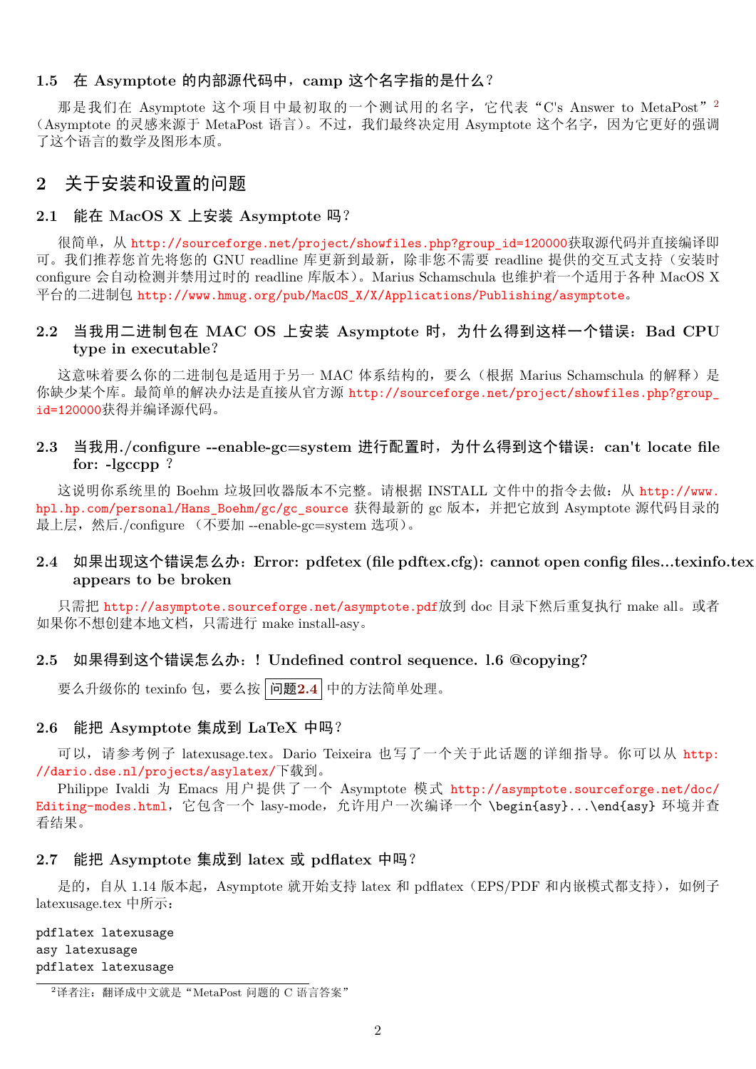### 1.5 在 Asymptote 的内部源代码中，camp 这个名字指的是什么？

那是我们在 Asymptote 这个项目中最初取的一个测试用的名字，它代表“C's Answer to MetaPost”[2]（Asymptote 的灵感来源于 MetaPost 语言）。不过，我们最终决定用 Asymptote 这个名字，因为它更好的强调了这个语言的数学及图形本质。

## 2 关于安装和设置的问题

### 2.1 能在 MacOS X 上安装 Asymptote 吗？

很简单，从 http://sourceforge.net/project/showfiles.php?group_id=120000获取源代码并直接编译即可。我们推荐您首先将您的 GNU readline 库更新到最新，除非您不需要 readline 提供的交互式支持（安装时 configure 会自动检测并禁用过时的 readline 库版本）。Marius Schamschula 也维护着一个适用于各种 MacOS X 平台的二进制包 http://www.hmug.org/pub/MacOS_X/X/Applications/Publishing/asymptote。

### 2.2 当我用二进制包在 MAC OS 上安装 Asymptote 时，为什么得到这样一个错误：Bad CPU type in executable?

这意味着要么你的二进制包是适用于另一 MAC 体系结构的，要么（根据 Marius Schamschula 的解释）是你缺少某个库。最简单的解决办法是直接从官方源 http://sourceforge.net/project/showfiles.php?group_id=120000获得并编译源代码。

### 2.3 当我用./configure --enable-gc=system 进行配置时，为什么得到这个错误：can't locate file for: -lgccpp ？

这说明你系统里的 Boehm 垃圾回收器版本不完整。请根据 INSTALL 文件中的指令去做：从 http://www.hpl.hp.com/personal/Hans_Boehm/gc/gc_source 获得最新的 gc 版本，并把它放到 Asymptote 源代码目录的最上层，然后./configure （不要加 --enable-gc=system 选项）。

### 2.4 如果出现这个错误怎么办：Error: pdfetex (file pdftex.cfg): cannot open config files...texinfo.tex appears to be broken

只需把 http://asymptote.sourceforge.net/asymptote.pdf放到 doc 目录下然后重复执行 make all。或者如果你不想创建本地文档，只需进行 make install-asy。

### 2.5 如果得到这个错误怎么办：! Undefined control sequence. l.6 @copying?

要么升级你的 texinfo 包，要么按 问题2.4 中的方法简单处理。

### 2.6 能把 Asymptote 集成到 LaTeX 中吗？

可以，请参考例子 latexusage.tex。Dario Teixeira 也写了一个关于此话题的详细指导。你可以从 http://dario.dse.nl/projects/asylatex/下载到。

Philippe Ivaldi 为 Emacs 用户提供了一个 Asymptote 模式 http://asymptote.sourceforge.net/doc/Editing-modes.html，它包含一个 lasy-mode，允许用户一次编译一个 \begin{asy}...\end{asy} 环境并查看结果。

### 2.7 能把 Asymptote 集成到 latex 或 pdflatex 中吗？

是的，自从 1.14 版本起，Asymptote 就开始支持 latex 和 pdflatex（EPS/PDF 和内嵌模式都支持），如例子 latexusage.tex 中所示：

```
pdflatex latexusage
asy latexusage
pdflatex latexusage
```

[2]译者注：翻译成中文就是“MetaPost 问题的 C 语言答案”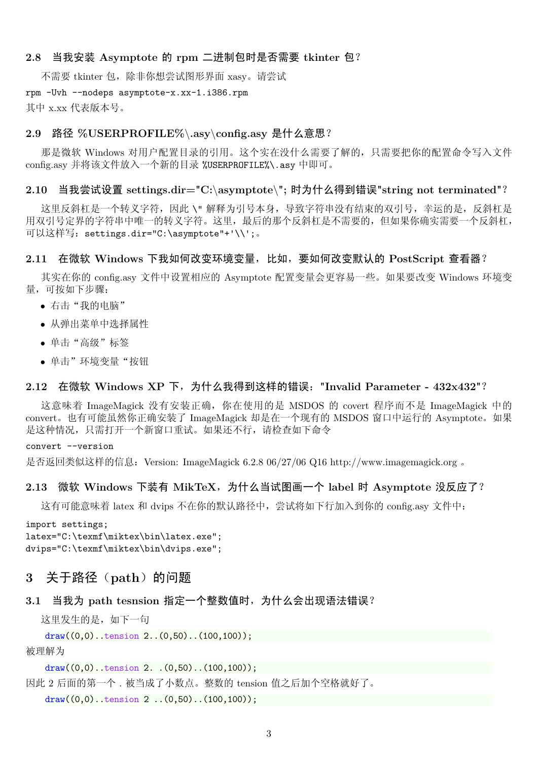### 2.8 当我安装 Asymptote 的 rpm 二进制包时是否需要 tkinter 包？

不需要 tkinter 包，除非你想尝试图形界面 xasy。请尝试

```
rpm -Uvh --nodeps asymptote-x.xx-1.i386.rpm
```

其中 x.xx 代表版本号。

### 2.9 路径 %USERPROFILE%\.asy\config.asy 是什么意思？

那是微软 Windows 对用户配置目录的引用。这个实在没什么需要了解的，只需要把你的配置命令写入文件 config.asy 并将该文件放入一个新的目录 `%USERPROFILE%\.asy` 中即可。

### 2.10 当我尝试设置 settings.dir="C:\asymptote\"; 时为什么得到错误"string not terminated"？

这里反斜杠是一个转义字符，因此 `\"` 解释为引号本身，导致字符串没有结束的双引号，幸运的是，反斜杠是用双引号定界的字符串中唯一的转义字符。这里，最后的那个反斜杠是不需要的，但如果你确实需要一个反斜杠，可以这样写：`settings.dir="C:\asymptote"+'\\';`。

### 2.11 在微软 Windows 下我如何改变环境变量，比如，要如何改变默认的 PostScript 查看器？

其实在你的 config.asy 文件中设置相应的 Asymptote 配置变量会更容易一些。如果要改变 Windows 环境变量，可按如下步骤：

- 右击“我的电脑”
- 从弹出菜单中选择属性
- 单击“高级”标签
- 单击”环境变量“按钮

### 2.12 在微软 Windows XP 下，为什么我得到这样的错误："Invalid Parameter - 432x432"？

这意味着 ImageMagick 没有安装正确，你在使用的是 MSDOS 的 covert 程序而不是 ImageMagick 中的 convert。也有可能虽然你正确安装了 ImageMagick 却是在一个现有的 MSDOS 窗口中运行的 Asymptote。如果是这种情况，只需打开一个新窗口重试。如果还不行，请检查如下命令

```
convert --version
```

是否返回类似这样的信息：Version: ImageMagick 6.2.8 06/27/06 Q16 http://www.imagemagick.org 。

### 2.13 微软 Windows 下装有 MikTeX，为什么当试图画一个 label 时 Asymptote 没反应了？

这有可能意味着 latex 和 dvips 不在你的默认路径中，尝试将如下行加入到你的 config.asy 文件中：

```
import settings;
latex="C:\texmf\miktex\bin\latex.exe";
dvips="C:\texmf\miktex\bin\dvips.exe";
```

## 3 关于路径（path）的问题

### 3.1 当我为 path tesnsion 指定一个整数值时，为什么会出现语法错误？

这里发生的是，如下一句

```
draw((0,0)..tension 2..(0,50)..(100,100));
```

被理解为

```
draw((0,0)..tension 2. .(0,50)..(100,100));
```

因此 2 后面的第一个 . 被当成了小数点。整数的 tension 值之后加个空格就好了。

```
draw((0,0)..tension 2 ..(0,50)..(100,100));
```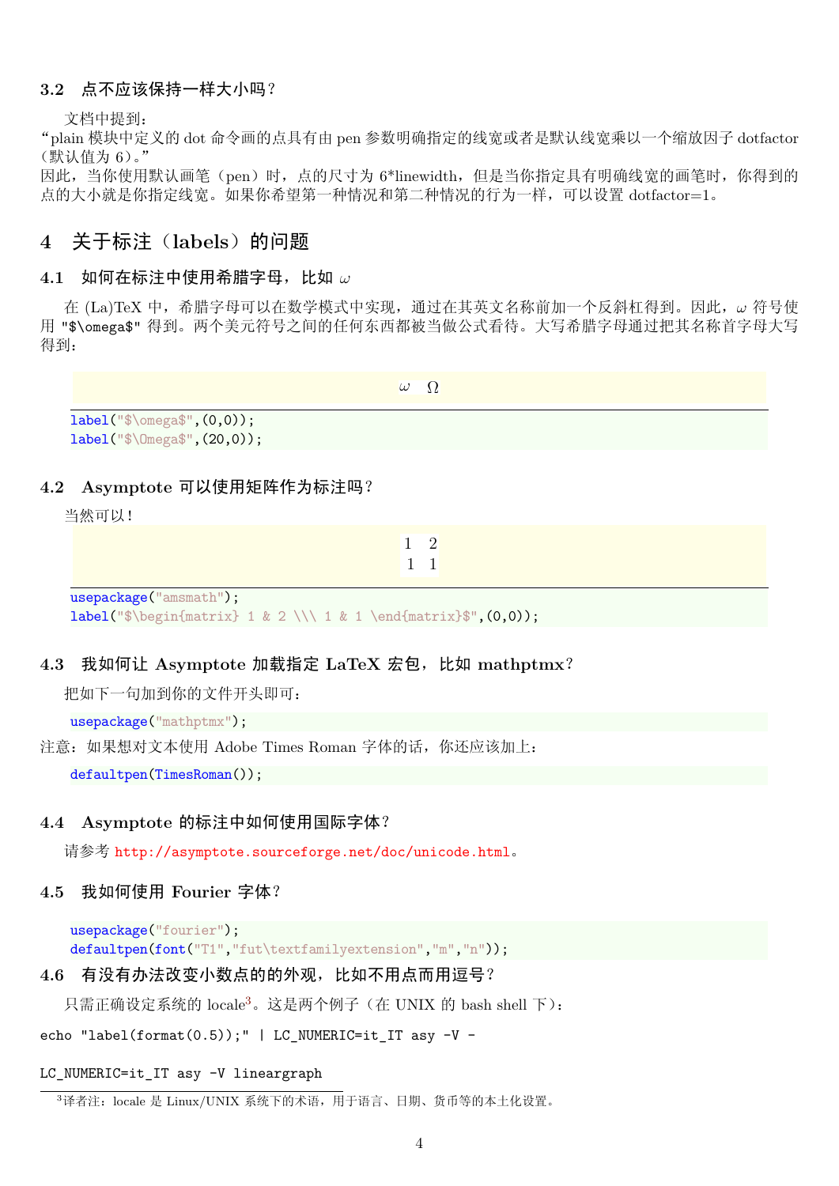### 3.2 点不应该保持一样大小吗？

文档中提到：
“plain 模块中定义的 dot 命令画的点具有由 pen 参数明确指定的线宽或者是默认线宽乘以一个缩放因子 dotfactor（默认值为 6）。”
因此，当你使用默认画笔（pen）时，点的尺寸为 6*linewidth，但是当你指定具有明确线宽的画笔时，你得到的点的大小就是你指定线宽。如果你希望第一种情况和第二种情况的行为一样，可以设置 dotfactor=1。

## 4 关于标注（labels）的问题

### 4.1 如何在标注中使用希腊字母，比如 $\omega$

在 (La)TeX 中，希腊字母可以在数学模式中实现，通过在其英文名称前加一个反斜杠得到。因此，$\omega$ 符号使用 "$\omega$" 得到。两个美元符号之间的任何东西都被当做公式看待。大写希腊字母通过把其名称首字母大写得到：

$$\omega \quad \Omega$$

```
label("$\omega$",(0,0));
label("$\Omega$",(20,0));
```

### 4.2 Asymptote 可以使用矩阵作为标注吗？

当然可以！

$$\begin{matrix} 1 & 2 \\ 1 & 1 \end{matrix}$$

```
usepackage("amsmath");
label("$\begin{matrix} 1 & 2 \\\ 1 & 1 \end{matrix}$",(0,0));
```

### 4.3 我如何让 Asymptote 加载指定 LaTeX 宏包，比如 mathptmx？

把如下一句加到你的文件开头即可：

```
usepackage("mathptmx");
```

注意：如果想对文本使用 Adobe Times Roman 字体的话，你还应该加上：

```
defaultpen(TimesRoman());
```

### 4.4 Asymptote 的标注中如何使用国际字体？

请参考 http://asymptote.sourceforge.net/doc/unicode.html。

### 4.5 我如何使用 Fourier 字体？

```
usepackage("fourier");
defaultpen(font("T1","fut\textfamilyextension","m","n"));
```

### 4.6 有没有办法改变小数点的的外观，比如不用点而用逗号？

只需正确设定系统的 locale[3]。这是两个例子（在 UNIX 的 bash shell 下）：

```
echo "label(format(0.5));" | LC_NUMERIC=it_IT asy -V -
```

```
LC_NUMERIC=it_IT asy -V lineargraph
```

[3] 译者注：locale 是 Linux/UNIX 系统下的术语，用于语言、日期、货币等的本土化设置。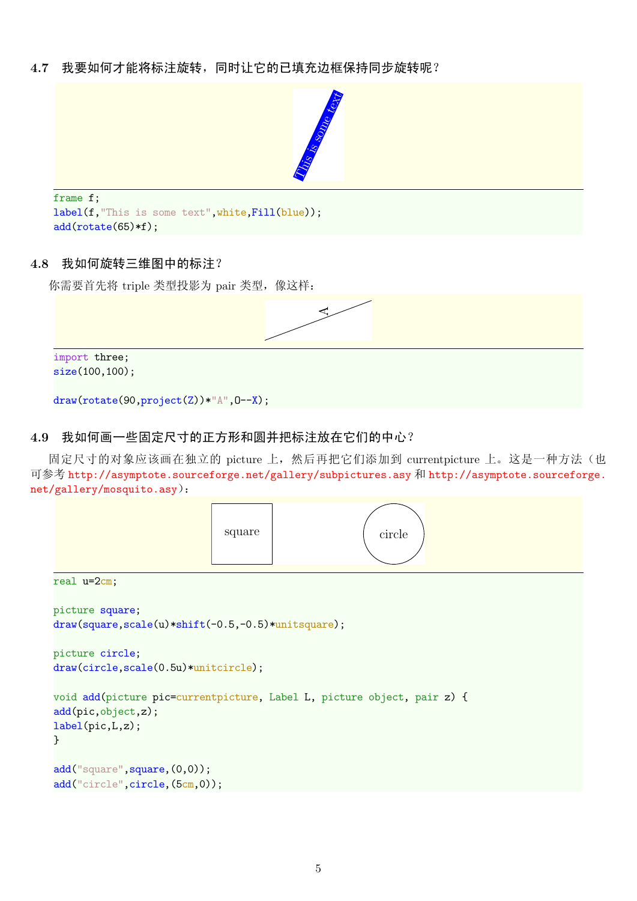### 4.7 我要如何才能将标注旋转，同时让它的已填充边框保持同步旋转呢？

```
frame f;
label(f,"This is some text",white,Fill(blue));
add(rotate(65)*f);
```

### 4.8 我如何旋转三维图中的标注？

你需要首先将 triple 类型投影为 pair 类型，像这样：

```
import three;
size(100,100);

draw(rotate(90,project(Z))*"A",O--X);
```

### 4.9 我如何画一些固定尺寸的正方形和圆并把标注放在它们的中心？

固定尺寸的对象应该画在独立的 picture 上，然后再把它们添加到 currentpicture 上。这是一种方法（也可参考 http://asymptote.sourceforge.net/gallery/subpictures.asy 和 http://asymptote.sourceforge.net/gallery/mosquito.asy）：

```
real u=2cm;

picture square;
draw(square,scale(u)*shift(-0.5,-0.5)*unitsquare);

picture circle;
draw(circle,scale(0.5u)*unitcircle);

void add(picture pic=currentpicture, Label L, picture object, pair z) {
add(pic,object,z);
label(pic,L,z);
}

add("square",square,(0,0));
add("circle",circle,(5cm,0));
```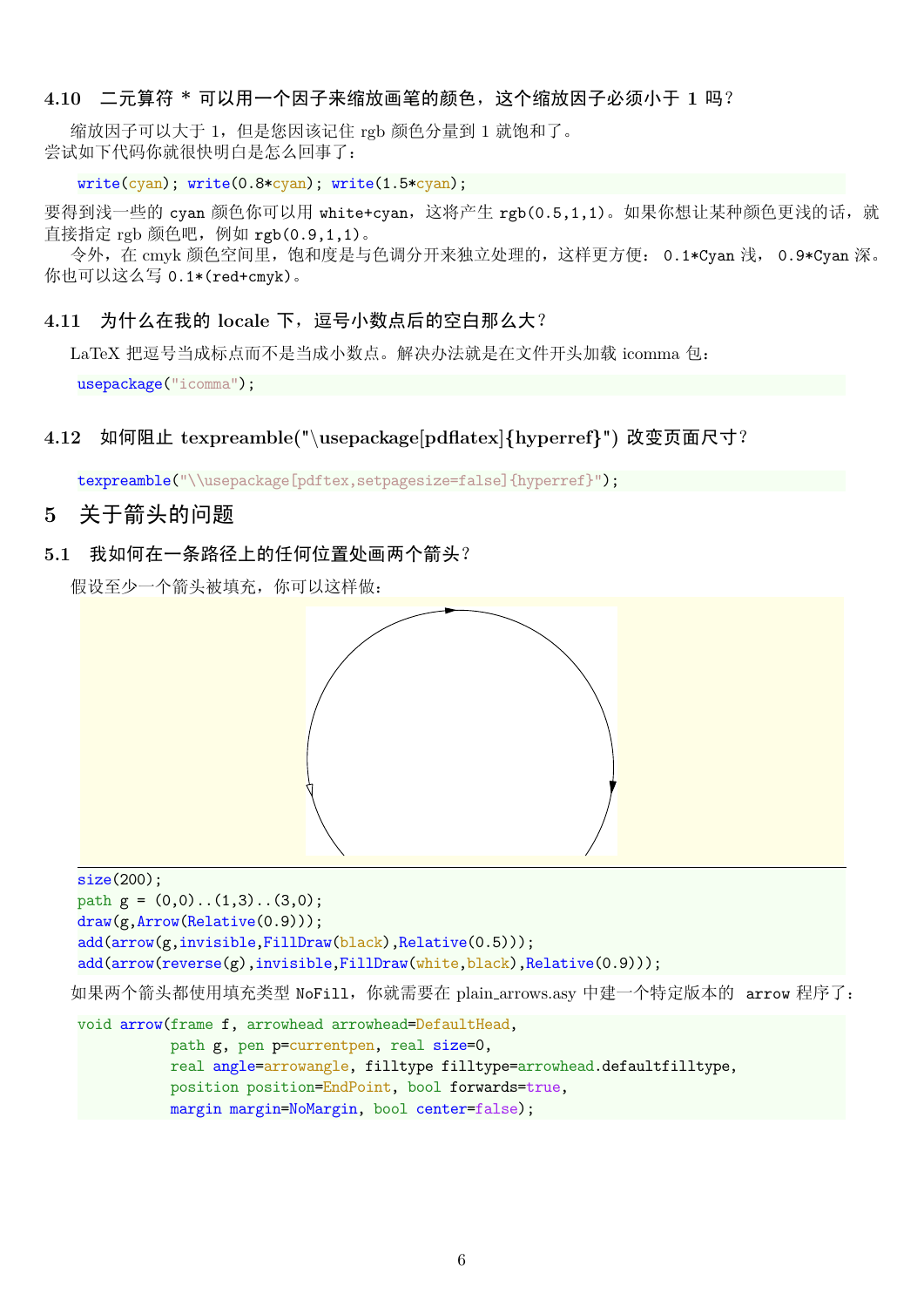### 4.10 二元算符 * 可以用一个因子来缩放画笔的颜色，这个缩放因子必须小于 1 吗？

缩放因子可以大于 1，但是您因该记住 rgb 颜色分量到 1 就饱和了。
尝试如下代码你就很快明白是怎么回事了：

```
write(cyan); write(0.8*cyan); write(1.5*cyan);
```

要得到浅一些的 cyan 颜色你可以用 white+cyan，这将产生 rgb(0.5,1,1)。如果你想让某种颜色更浅的话，就直接指定 rgb 颜色吧，例如 rgb(0.9,1,1)。

令外，在 cmyk 颜色空间里，饱和度是与色调分开来独立处理的，这样更方便： 0.1*Cyan 浅， 0.9*Cyan 深。你也可以这么写 0.1*(red+cmyk)。

### 4.11 为什么在我的 locale 下，逗号小数点后的空白那么大？

LaTeX 把逗号当成标点而不是当成小数点。解决办法就是在文件开头加载 icomma 包：

```
usepackage("icomma");
```

### 4.12 如何阻止 texpreamble("\usepackage[pdflatex]{hyperref}") 改变页面尺寸？

```
texpreamble("\\usepackage[pdftex,setpagesize=false]{hyperref}");
```

## 5 关于箭头的问题

### 5.1 我如何在一条路径上的任何位置处画两个箭头？

假设至少一个箭头被填充，你可以这样做：

```
size(200);
path g = (0,0)..(1,3)..(3,0);
draw(g,Arrow(Relative(0.9)));
add(arrow(g,invisible,FillDraw(black),Relative(0.5)));
add(arrow(reverse(g),invisible,FillDraw(white,black),Relative(0.9)));
```

如果两个箭头都使用填充类型 NoFill，你就需要在 plain_arrows.asy 中建一个特定版本的 arrow 程序了：

```
void arrow(frame f, arrowhead arrowhead=DefaultHead,
           path g, pen p=currentpen, real size=0,
           real angle=arrowangle, filltype filltype=arrowhead.defaultfilltype,
           position position=EndPoint, bool forwards=true,
           margin margin=NoMargin, bool center=false);
```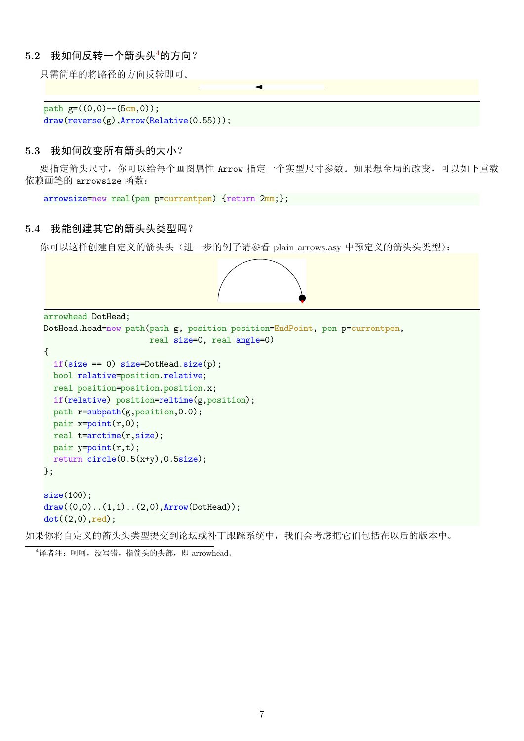## 5.2 我如何反转一个箭头头[4]的方向？

只需简单的将路径的方向反转即可。

```
path g=((0,0)--(5cm,0));
draw(reverse(g),Arrow(Relative(0.55)));
```

## 5.3 我如何改变所有箭头的大小？

要指定箭头尺寸，你可以给每个画图属性 `Arrow` 指定一个实型尺寸参数。如果想全局的改变，可以如下重载依赖画笔的 `arrowsize` 函数：

```
arrowsize=new real(pen p=currentpen) {return 2mm;};
```

## 5.4 我能创建其它的箭头头类型吗？

你可以这样创建自定义的箭头头（进一步的例子请参看 plain_arrows.asy 中预定义的箭头头类型）：

```
arrowhead DotHead;
DotHead.head=new path(path g, position position=EndPoint, pen p=currentpen,
                      real size=0, real angle=0)
{
  if(size == 0) size=DotHead.size(p);
  bool relative=position.relative;
  real position=position.position.x;
  if(relative) position=reltime(g,position);
  path r=subpath(g,position,0.0);
  pair x=point(r,0);
  real t=arctime(r,size);
  pair y=point(r,t);
  return circle(0.5(x+y),0.5size);
};

size(100);
draw((0,0)..(1,1)..(2,0),Arrow(DotHead));
dot((2,0),red);
```

如果你将自定义的箭头头类型提交到论坛或补丁跟踪系统中，我们会考虑把它们包括在以后的版本中。

[4]译者注：呵呵，没写错，指箭头的头部，即 arrowhead。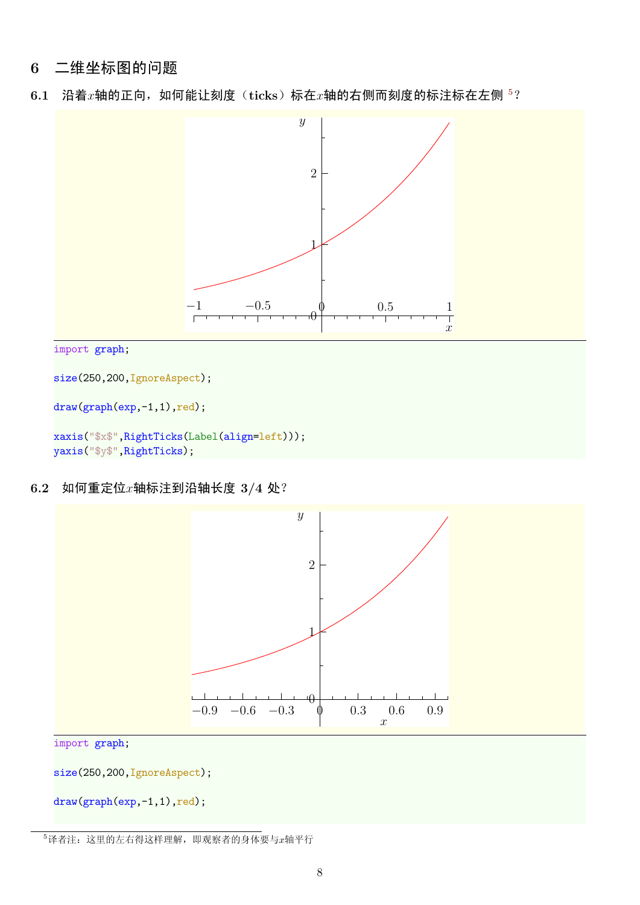## 6 二维坐标图的问题

### 6.1 沿着$x$轴的正向，如何能让刻度（ticks）标在$x$轴的右侧而刻度的标注标在左侧 [5]？

```
import graph;

size(250,200,IgnoreAspect);

draw(graph(exp,-1,1),red);

xaxis("$x$",RightTicks(Label(align=left)));
yaxis("$y$",RightTicks);
```

### 6.2 如何重定位$x$轴标注到沿轴长度 3/4 处？

```
import graph;

size(250,200,IgnoreAspect);

draw(graph(exp,-1,1),red);
```

[5]译者注：这里的左右得这样理解，即观察者的身体要与$x$轴平行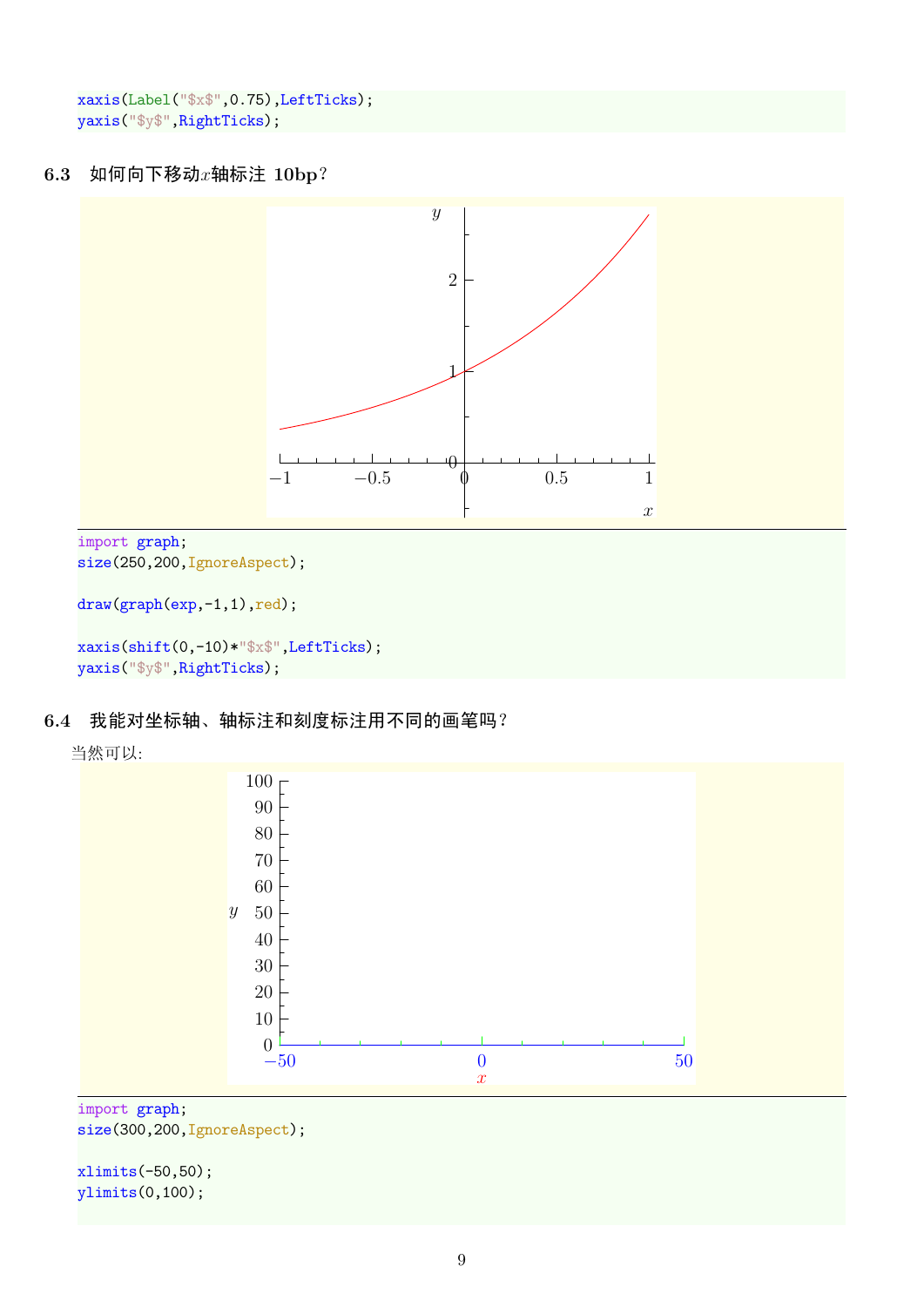```
xaxis(Label("$x$",0.75),LeftTicks);
yaxis("$y$",RightTicks);
```

### 6.3 如何向下移动$x$轴标注 10bp？

```
import graph;
size(250,200,IgnoreAspect);

draw(graph(exp,-1,1),red);

xaxis(shift(0,-10)*"$x$",LeftTicks);
yaxis("$y$",RightTicks);
```

### 6.4 我能对坐标轴、轴标注和刻度标注用不同的画笔吗？

当然可以:

```
import graph;
size(300,200,IgnoreAspect);

xlimits(-50,50);
ylimits(0,100);
```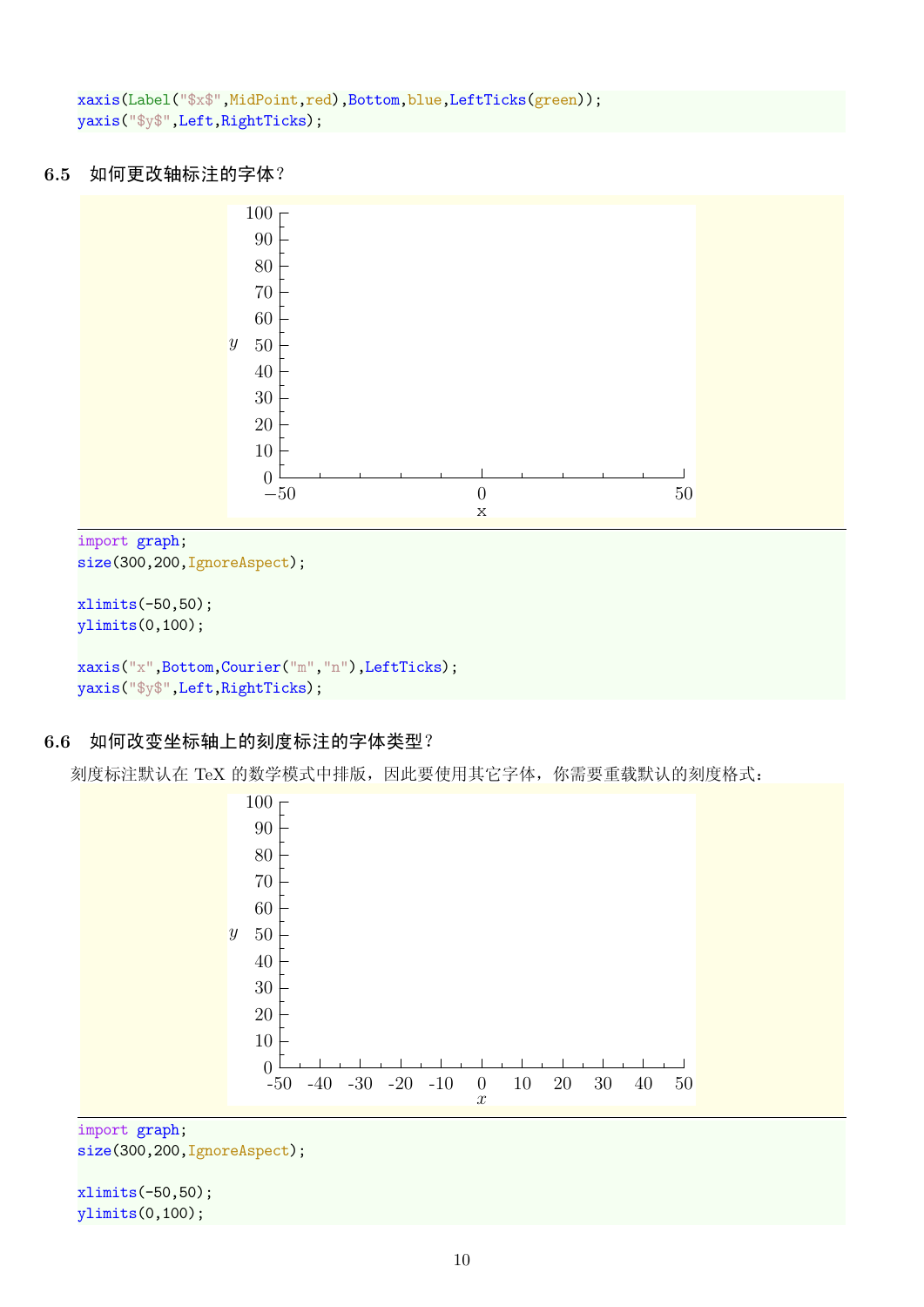```
xaxis(Label("$x$",MidPoint,red),Bottom,blue,LeftTicks(green));
yaxis("$y$",Left,RightTicks);
```

### 6.5 如何更改轴标注的字体?

```
import graph;
size(300,200,IgnoreAspect);

xlimits(-50,50);
ylimits(0,100);

xaxis("x",Bottom,Courier("m","n"),LeftTicks);
yaxis("$y$",Left,RightTicks);
```

### 6.6 如何改变坐标轴上的刻度标注的字体类型?

刻度标注默认在 TeX 的数学模式中排版，因此要使用其它字体，你需要重载默认的刻度格式：

```
import graph;
size(300,200,IgnoreAspect);

xlimits(-50,50);
ylimits(0,100);
```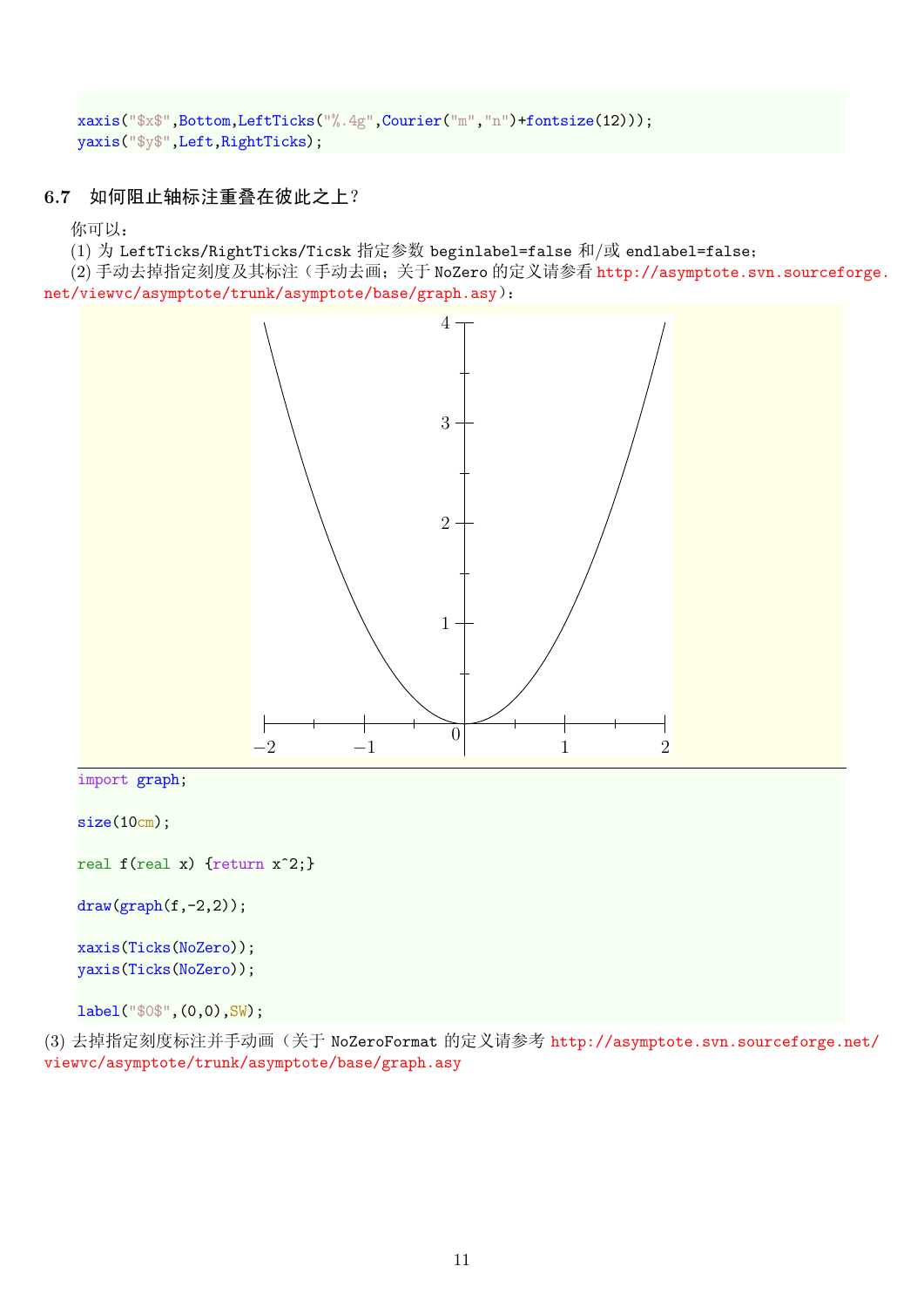```
xaxis("$x$",Bottom,LeftTicks("%.4g",Courier("m","n")+fontsize(12)));
yaxis("$y$",Left,RightTicks);
```

### 6.7 如何阻止轴标注重叠在彼此之上？

你可以：

(1) 为 LeftTicks/RightTicks/Ticsk 指定参数 beginlabel=false 和/或 endlabel=false；

(2) 手动去掉指定刻度及其标注（手动去画；关于 NoZero 的定义请参看 http://asymptote.svn.sourceforge.net/viewvc/asymptote/trunk/asymptote/base/graph.asy）：

```
import graph;

size(10cm);

real f(real x) {return x^2;}

draw(graph(f,-2,2));

xaxis(Ticks(NoZero));
yaxis(Ticks(NoZero));

label("$0$",(0,0),SW);
```

(3) 去掉指定刻度标注并手动画（关于 NoZeroFormat 的定义请参考 http://asymptote.svn.sourceforge.net/viewvc/asymptote/trunk/asymptote/base/graph.asy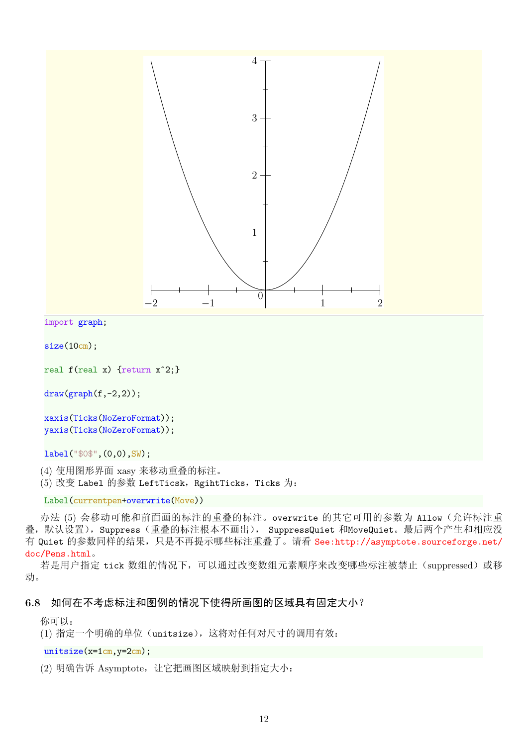```
import graph;

size(10cm);

real f(real x) {return x^2;}

draw(graph(f,-2,2));

xaxis(Ticks(NoZeroFormat));
yaxis(Ticks(NoZeroFormat));

label("$0$",(0,0),SW);
```

(4) 使用图形界面 xasy 来移动重叠的标注。
(5) 改变 Label 的参数 LeftTicsk，RgihtTicks，Ticks 为：

```
Label(currentpen+overwrite(Move))
```

办法 (5) 会移动可能和前面画的标注的重叠的标注。overwrite 的其它可用的参数为 Allow（允许标注重叠，默认设置），Suppress（重叠的标注根本不画出）， SuppressQuiet 和MoveQuiet。最后两个产生和相应没有 Quiet 的参数同样的结果，只是不再提示哪些标注重叠了。请看 See:http://asymptote.sourceforge.net/doc/Pens.html。

若是用户指定 tick 数组的情况下，可以通过改变数组元素顺序来改变哪些标注被禁止（suppressed）或移动。

### 6.8 如何在不考虑标注和图例的情况下使得所画图的区域具有固定大小？

你可以：
(1) 指定一个明确的单位（unitsize），这将对任何对尺寸的调用有效：

```
unitsize(x=1cm,y=2cm);
```

(2) 明确告诉 Asymptote，让它把画图区域映射到指定大小：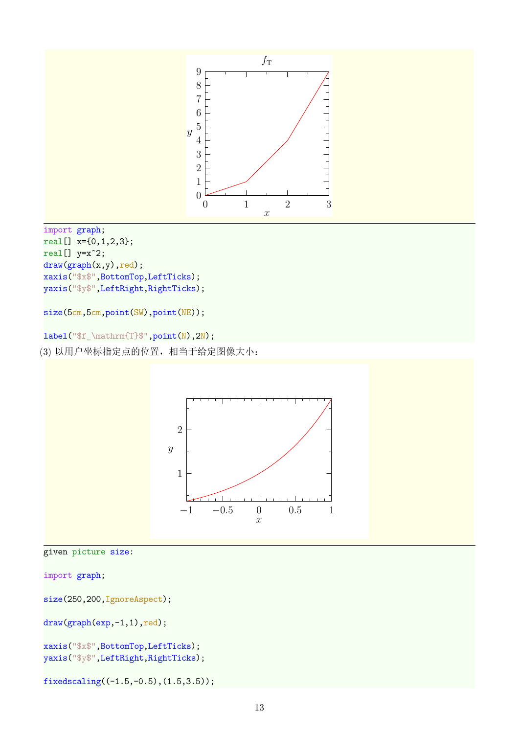```
import graph;
real[] x={0,1,2,3};
real[] y=x^2;
draw(graph(x,y),red);
xaxis("$x$",BottomTop,LeftTicks);
yaxis("$y$",LeftRight,RightTicks);

size(5cm,5cm,point(SW),point(NE));

label("$f_\mathrm{T}$",point(N),2N);
```

(3) 以用户坐标指定点的位置，相当于给定图像大小：

```
given picture size:

import graph;

size(250,200,IgnoreAspect);

draw(graph(exp,-1,1),red);

xaxis("$x$",BottomTop,LeftTicks);
yaxis("$y$",LeftRight,RightTicks);

fixedscaling((-1.5,-0.5),(1.5,3.5));
```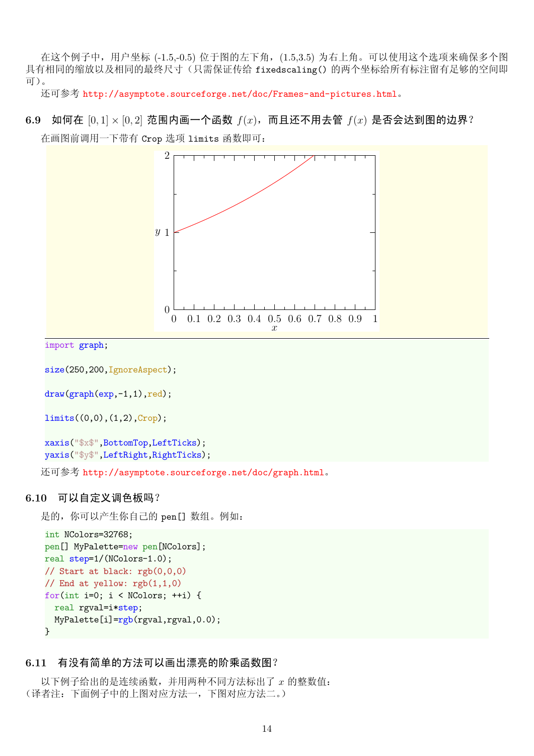在这个例子中，用户坐标 (-1.5,-0.5) 位于图的左下角，(1.5,3.5) 为右上角。可以使用这个选项来确保多个图具有相同的缩放以及相同的最终尺寸（只需保证传给 `fixedscaling()` 的两个坐标给所有标注留有足够的空间即可）。

还可参考 http://asymptote.sourceforge.net/doc/Frames-and-pictures.html。

### 6.9 如何在 $[0,1]\times[0,2]$ 范围内画一个函数 $f(x)$，而且还不用去管 $f(x)$ 是否会达到图的边界？

在画图前调用一下带有 `Crop` 选项 `limits` 函数即可：

```
import graph;

size(250,200,IgnoreAspect);

draw(graph(exp,-1,1),red);

limits((0,0),(1,2),Crop);

xaxis("$x$",BottomTop,LeftTicks);
yaxis("$y$",LeftRight,RightTicks);
```

还可参考 http://asymptote.sourceforge.net/doc/graph.html。

### 6.10 可以自定义调色板吗？

是的，你可以产生你自己的 `pen[]` 数组。例如：

```
int NColors=32768;
pen[] MyPalette=new pen[NColors];
real step=1/(NColors-1.0);
// Start at black: rgb(0,0,0)
// End at yellow: rgb(1,1,0)
for(int i=0; i < NColors; ++i) {
  real rgval=i*step;
  MyPalette[i]=rgb(rgval,rgval,0.0);
}
```

### 6.11 有没有简单的方法可以画出漂亮的阶乘函数图？

以下例子给出的是连续函数，并用两种不同方法标出了 $x$ 的整数值：

（译者注：下面例子中的上图对应方法一，下图对应方法二。）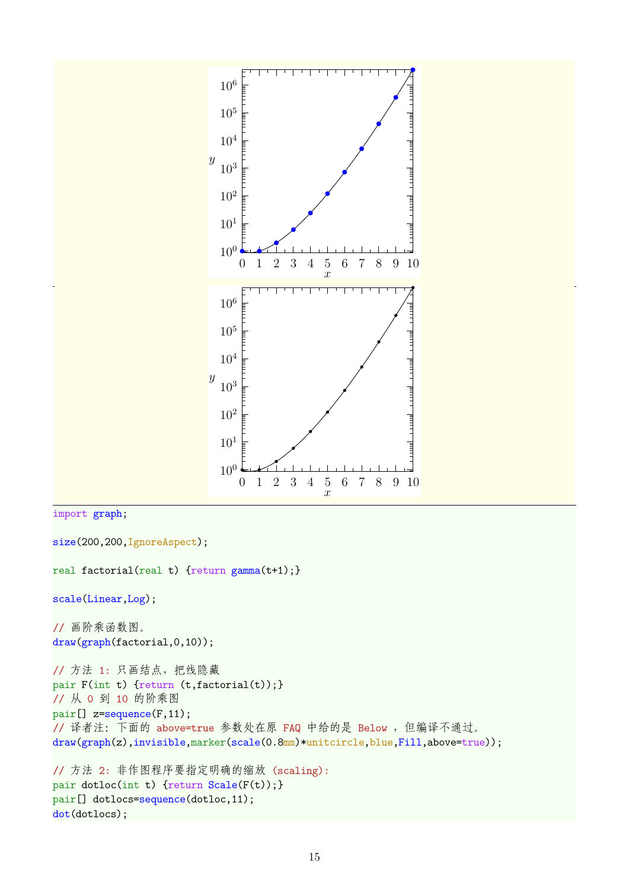```
import graph;

size(200,200,IgnoreAspect);

real factorial(real t) {return gamma(t+1);}

scale(Linear,Log);

// 画阶乘函数图。
draw(graph(factorial,0,10));

// 方法 1: 只画结点，把线隐藏
pair F(int t) {return (t,factorial(t));}
// 从 0 到 10 的阶乘图
pair[] z=sequence(F,11);
// 译者注: 下面的 above=true 参数处在原 FAQ 中给的是 Below ，但编译不通过。
draw(graph(z),invisible,marker(scale(0.8mm)*unitcircle,blue,Fill,above=true));

// 方法 2: 非作图程序要指定明确的缩放 (scaling):
pair dotloc(int t) {return Scale(F(t));}
pair[] dotlocs=sequence(dotloc,11);
dot(dotlocs);
```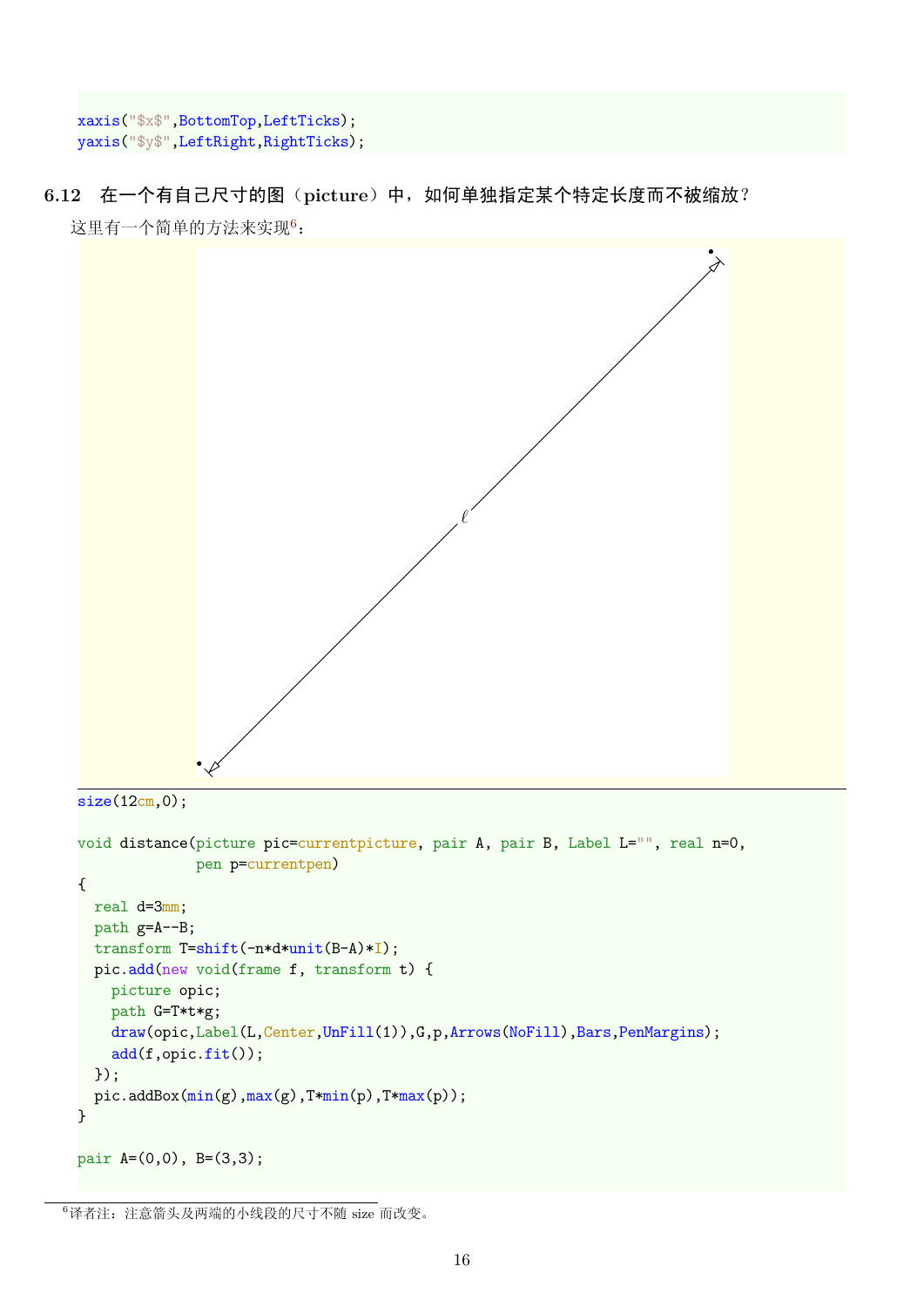```
xaxis("$x$",BottomTop,LeftTicks);
yaxis("$y$",LeftRight,RightTicks);
```

### 6.12 在一个有自己尺寸的图（picture）中，如何单独指定某个特定长度而不被缩放？

这里有一个简单的方法来实现[6]：

```
size(12cm,0);

void distance(picture pic=currentpicture, pair A, pair B, Label L="", real n=0,
              pen p=currentpen)
{
  real d=3mm;
  path g=A--B;
  transform T=shift(-n*d*unit(B-A)*I);
  pic.add(new void(frame f, transform t) {
    picture opic;
    path G=T*t*g;
    draw(opic,Label(L,Center,UnFill(1)),G,p,Arrows(NoFill),Bars,PenMargins);
    add(f,opic.fit());
  });
  pic.addBox(min(g),max(g),T*min(p),T*max(p));
}

pair A=(0,0), B=(3,3);
```

[6]译者注：注意箭头及两端的小线段的尺寸不随 size 而改变。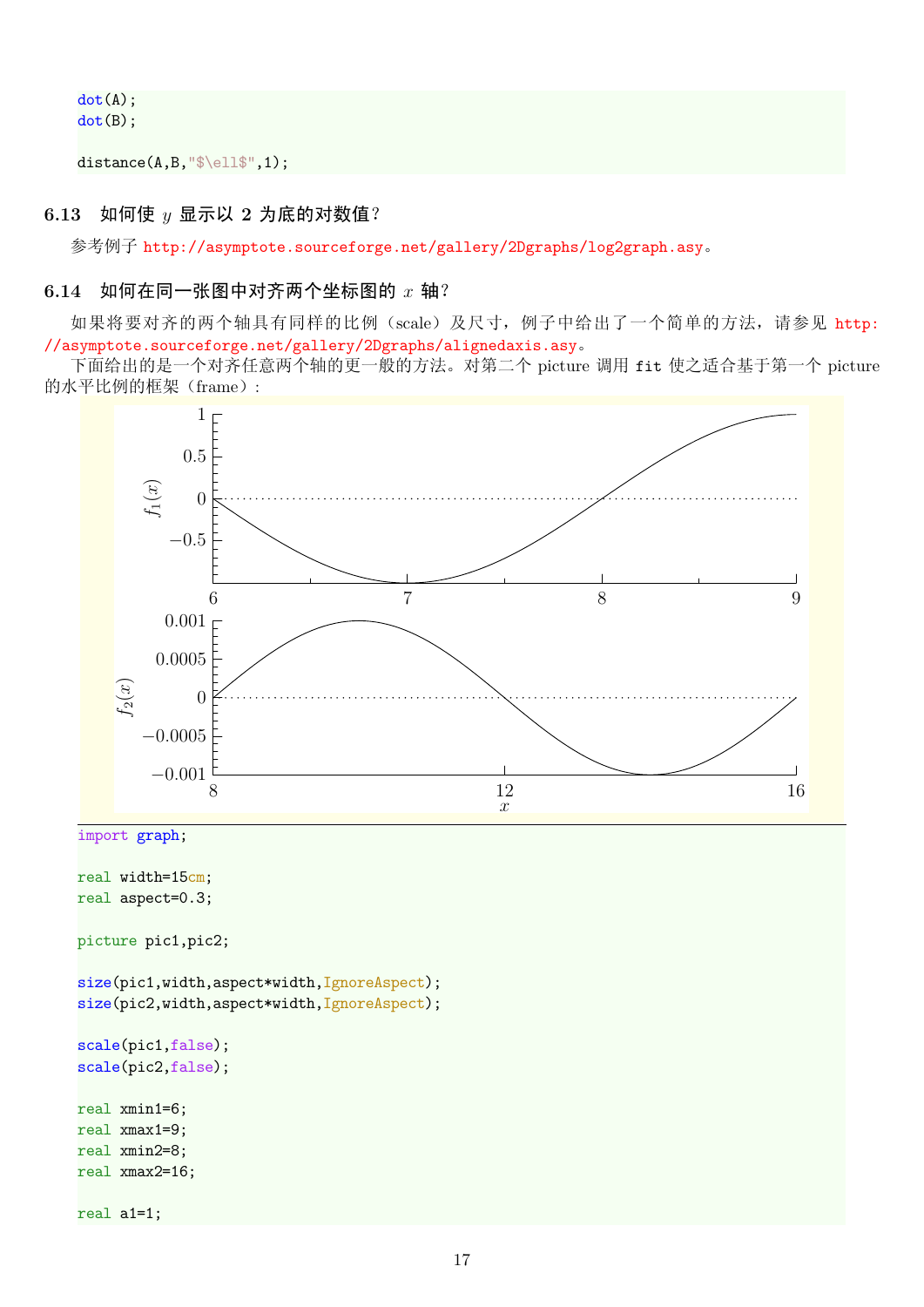```
dot(A);
dot(B);

distance(A,B,"$\ell$",1);
```

### 6.13 如何使 $y$ 显示以 2 为底的对数值？

参考例子 http://asymptote.sourceforge.net/gallery/2Dgraphs/log2graph.asy。

### 6.14 如何在同一张图中对齐两个坐标图的 $x$ 轴？

如果将要对齐的两个轴具有同样的比例（scale）及尺寸，例子中给出了一个简单的方法，请参见 http://asymptote.sourceforge.net/gallery/2Dgraphs/alignedaxis.asy。

下面给出的是一个对齐任意两个轴的更一般的方法。对第二个 picture 调用 fit 使之适合基于第一个 picture 的水平比例的框架（frame）：

```
import graph;

real width=15cm;
real aspect=0.3;

picture pic1,pic2;

size(pic1,width,aspect*width,IgnoreAspect);
size(pic2,width,aspect*width,IgnoreAspect);

scale(pic1,false);
scale(pic2,false);

real xmin1=6;
real xmax1=9;
real xmin2=8;
real xmax2=16;

real a1=1;
```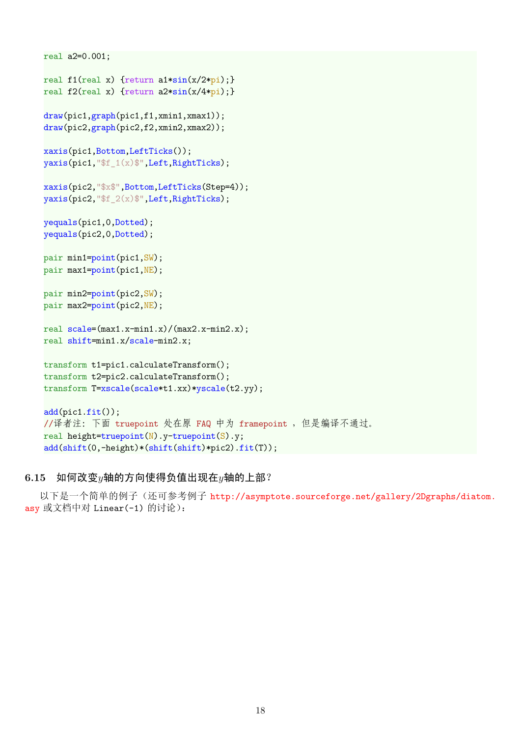```
real a2=0.001;

real f1(real x) {return a1*sin(x/2*pi);}
real f2(real x) {return a2*sin(x/4*pi);}

draw(pic1,graph(pic1,f1,xmin1,xmax1));
draw(pic2,graph(pic2,f2,xmin2,xmax2));

xaxis(pic1,Bottom,LeftTicks());
yaxis(pic1,"$f_1(x)$",Left,RightTicks);

xaxis(pic2,"$x$",Bottom,LeftTicks(Step=4));
yaxis(pic2,"$f_2(x)$",Left,RightTicks);

yequals(pic1,0,Dotted);
yequals(pic2,0,Dotted);

pair min1=point(pic1,SW);
pair max1=point(pic1,NE);

pair min2=point(pic2,SW);
pair max2=point(pic2,NE);

real scale=(max1.x-min1.x)/(max2.x-min2.x);
real shift=min1.x/scale-min2.x;

transform t1=pic1.calculateTransform();
transform t2=pic2.calculateTransform();
transform T=xscale(scale*t1.xx)*yscale(t2.yy);

add(pic1.fit());
//译者注: 下面 truepoint 处在原 FAQ 中为 framepoint , 但是编译不通过。
real height=truepoint(N).y-truepoint(S).y;
add(shift(0,-height)*(shift(shift)*pic2).fit(T));
```

### 6.15 如何改变$y$轴的方向使得负值出现在$y$轴的上部？

以下是一个简单的例子（还可参考例子 http://asymptote.sourceforge.net/gallery/2Dgraphs/diatom.asy 或文档中对 Linear(-1) 的讨论）：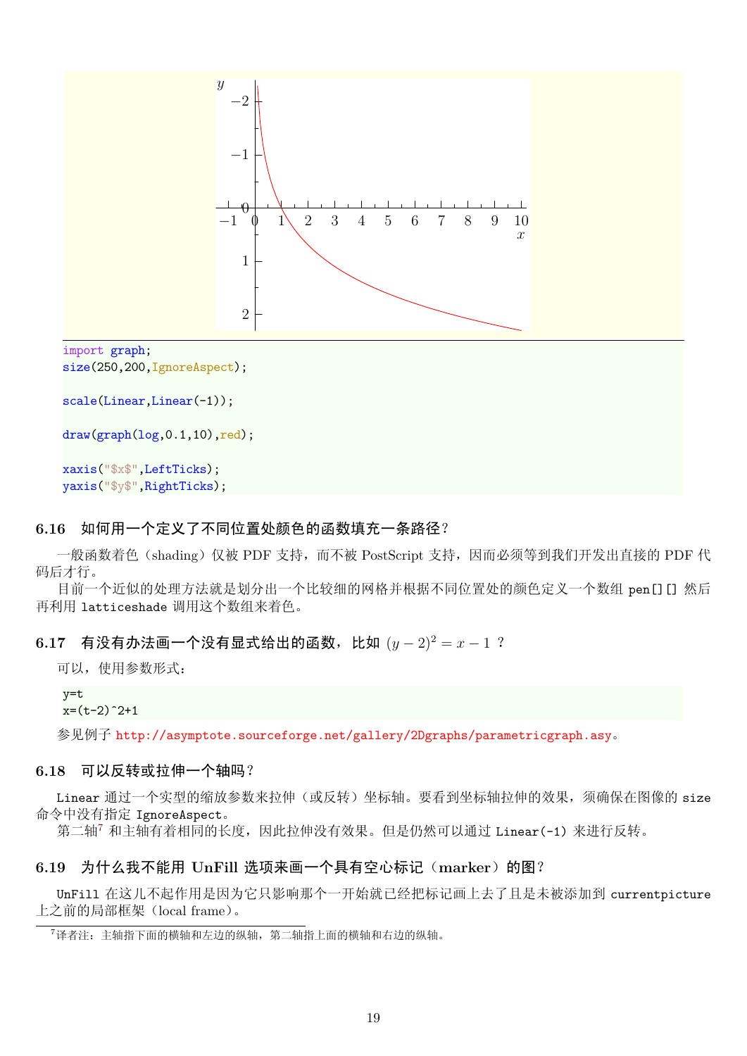```
import graph;
size(250,200,IgnoreAspect);

scale(Linear,Linear(-1));

draw(graph(log,0.1,10),red);

xaxis("$x$",LeftTicks);
yaxis("$y$",RightTicks);
```

### 6.16 如何用一个定义了不同位置处颜色的函数填充一条路径？

一般函数着色（shading）仅被 PDF 支持，而不被 PostScript 支持，因而必须等到我们开发出直接的 PDF 代码后才行。

目前一个近似的处理方法就是划分出一个比较细的网格并根据不同位置处的颜色定义一个数组 `pen[][]` 然后再利用 `latticeshade` 调用这个数组来着色。

### 6.17 有没有办法画一个没有显式给出的函数，比如 $(y-2)^2 = x-1$ ？

可以，使用参数形式：

```
y=t
x=(t-2)^2+1
```

参见例子 http://asymptote.sourceforge.net/gallery/2Dgraphs/parametricgraph.asy。

### 6.18 可以反转或拉伸一个轴吗？

`Linear` 通过一个实型的缩放参数来拉伸（或反转）坐标轴。要看到坐标轴拉伸的效果，须确保在图像的 `size` 命令中没有指定 `IgnoreAspect`。

第二轴[7] 和主轴有着相同的长度，因此拉伸没有效果。但是仍然可以通过 `Linear(-1)` 来进行反转。

### 6.19 为什么我不能用 UnFill 选项来画一个具有空心标记（marker）的图？

`UnFill` 在这儿不起作用是因为它只影响那个一开始就已经把标记画上去了且是未被添加到 `currentpicture` 上之前的局部框架（local frame）。

---

[7] 译者注：主轴指下面的横轴和左边的纵轴，第二轴指上面的横轴和右边的纵轴。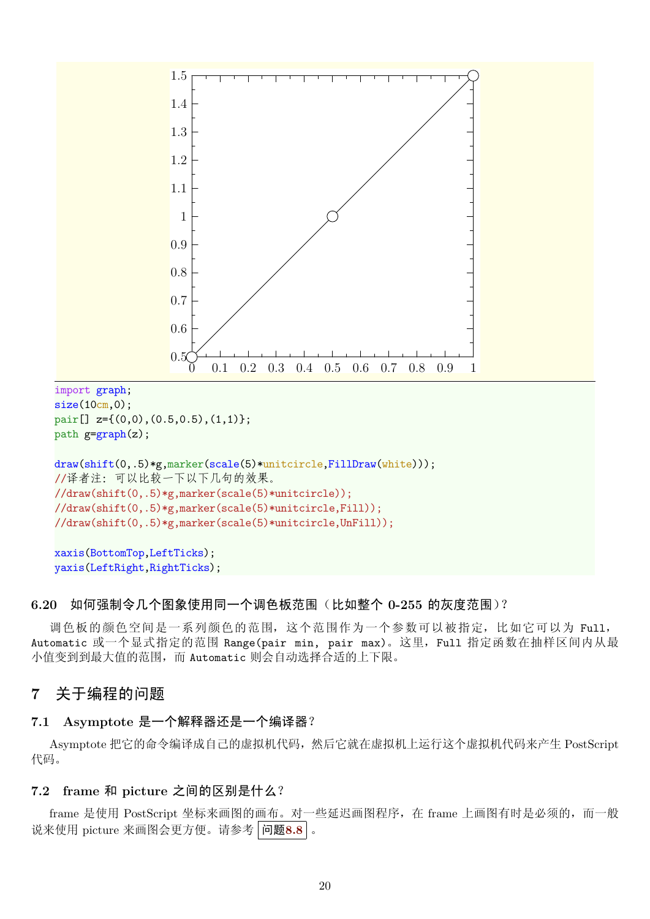```
import graph;
size(10cm,0);
pair[] z={(0,0),(0.5,0.5),(1,1)};
path g=graph(z);

draw(shift(0,.5)*g,marker(scale(5)*unitcircle,FillDraw(white)));
//译者注：可以比较一下以下几句的效果。
//draw(shift(0,.5)*g,marker(scale(5)*unitcircle));
//draw(shift(0,.5)*g,marker(scale(5)*unitcircle,Fill));
//draw(shift(0,.5)*g,marker(scale(5)*unitcircle,UnFill));

xaxis(BottomTop,LeftTicks);
yaxis(LeftRight,RightTicks);
```

### 6.20 如何强制令几个图象使用同一个调色板范围（比如整个 0-255 的灰度范围）？

调色板的颜色空间是一系列颜色的范围，这个范围作为一个参数可以被指定，比如它可以为 `Full`，`Automatic` 或一个显式指定的范围 `Range(pair min, pair max)`。这里，`Full` 指定函数在抽样区间内从最小值变到最大值的范围，而 `Automatic` 则会自动选择合适的上下限。

## 7 关于编程的问题

### 7.1 Asymptote 是一个解释器还是一个编译器？

Asymptote 把它的命令编译成自己的虚拟机代码，然后它就在虚拟机上运行这个虚拟机代码来产生 PostScript 代码。

### 7.2 frame 和 picture 之间的区别是什么？

frame 是使用 PostScript 坐标来画图的画布。对一些延迟画图程序，在 frame 上画图有时是必须的，而一般说来使用 picture 来画图会更方便。请参考 问题**8.8**。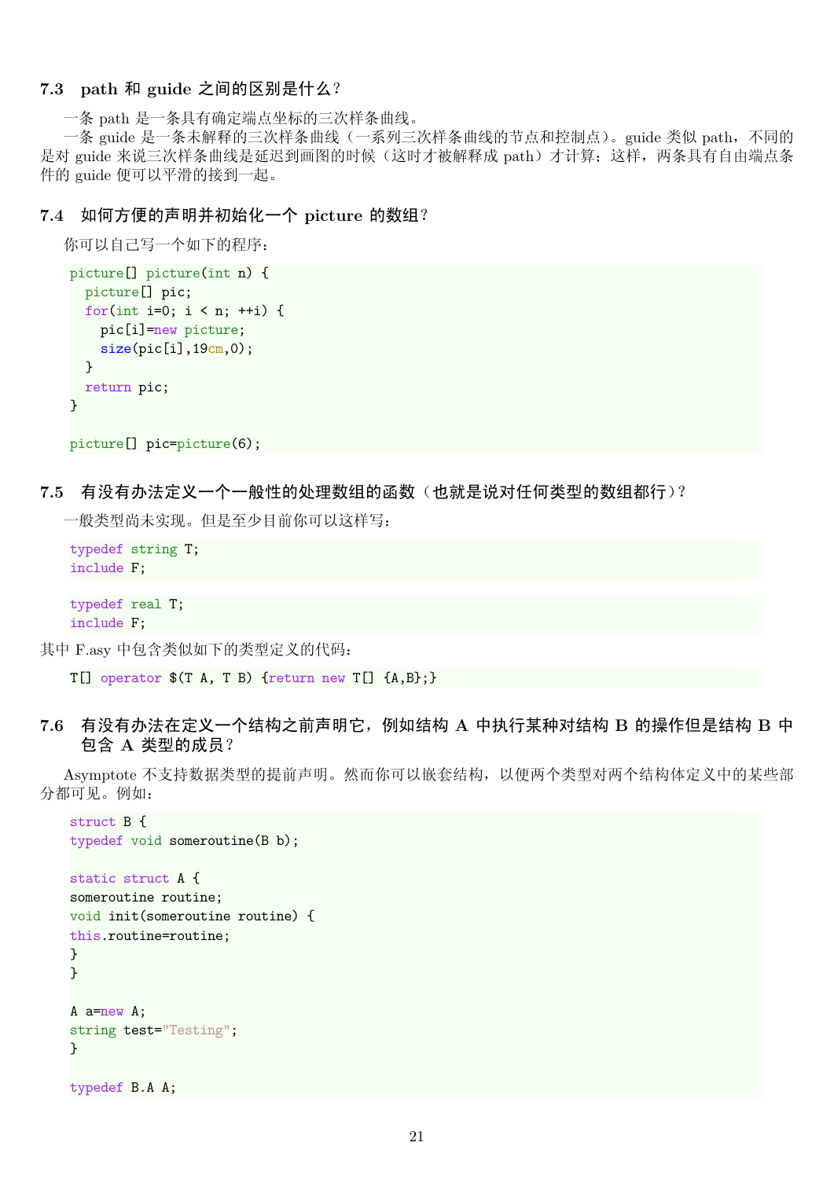### 7.3 path 和 guide 之间的区别是什么？

一条 path 是一条具有确定端点坐标的三次样条曲线。

一条 guide 是一条未解释的三次样条曲线（一系列三次样条曲线的节点和控制点）。guide 类似 path，不同的是对 guide 来说三次样条曲线是延迟到画图的时候（这时才被解释成 path）才计算；这样，两条具有自由端点条件的 guide 便可以平滑的接到一起。

### 7.4 如何方便的声明并初始化一个 picture 的数组？

你可以自己写一个如下的程序：

```
picture[] picture(int n) {
  picture[] pic;
  for(int i=0; i < n; ++i) {
    pic[i]=new picture;
    size(pic[i],19cm,0);
  }
  return pic;
}

picture[] pic=picture(6);
```

### 7.5 有没有办法定义一个一般性的处理数组的函数（也就是说对任何类型的数组都行）？

一般类型尚未实现。但是至少目前你可以这样写：

```
typedef string T;
include F;
```

```
typedef real T;
include F;
```

其中 F.asy 中包含类似如下的类型定义的代码：

```
T[] operator $(T A, T B) {return new T[] {A,B};}
```

### 7.6 有没有办法在定义一个结构之前声明它，例如结构 A 中执行某种对结构 B 的操作但是结构 B 中包含 A 类型的成员？

Asymptote 不支持数据类型的提前声明。然而你可以嵌套结构，以便两个类型对两个结构体定义中的某些部分都可见。例如：

```
struct B {
typedef void someroutine(B b);

static struct A {
someroutine routine;
void init(someroutine routine) {
this.routine=routine;
}
}

A a=new A;
string test="Testing";
}

typedef B.A A;
```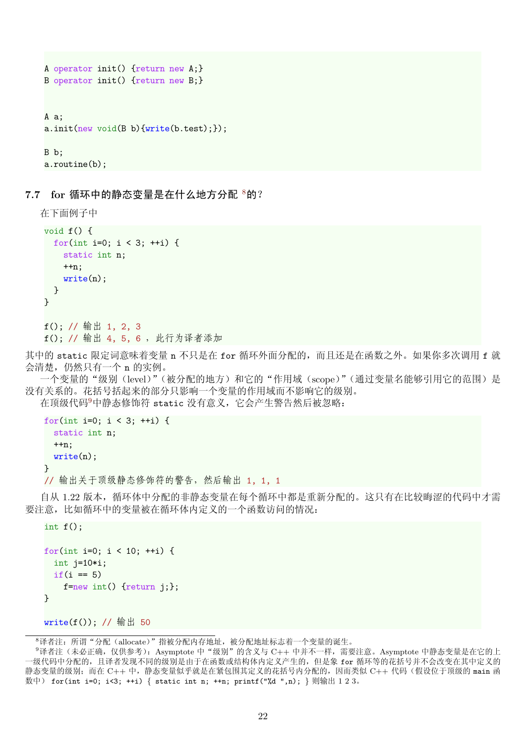```
A operator init() {return new A;}
B operator init() {return new B;}


A a;
a.init(new void(B b){write(b.test);});

B b;
a.routine(b);
```

### 7.7 for 循环中的静态变量是在什么地方分配[8]的？

在下面例子中

```
void f() {
  for(int i=0; i < 3; ++i) {
    static int n;
    ++n;
    write(n);
  }
}

f(); // 输出 1, 2, 3
f(); // 输出 4, 5, 6 , 此行为译者添加
```

其中的 static 限定词意味着变量 n 不只是在 for 循环外面分配的，而且还是在函数之外。如果你多次调用 f 就会清楚，仍然只有一个 n 的实例。

一个变量的“级别（level）”（被分配的地方）和它的“作用域（scope）”（通过变量名能够引用它的范围）是没有关系的。花括号括起来的部分只影响一个变量的作用域而不影响它的级别。

在顶级代码[9]中静态修饰符 static 没有意义，它会产生警告然后被忽略：

```
for(int i=0; i < 3; ++i) {
  static int n;
  ++n;
  write(n);
}
// 输出关于顶级静态修饰符的警告，然后输出 1, 1, 1
```

自从 1.22 版本，循环体中分配的非静态变量在每个循环中都是重新分配的。这只有在比较晦涩的代码中才需要注意，比如循环中的变量被在循环体内定义的一个函数访问的情况：

```
int f();

for(int i=0; i < 10; ++i) {
  int j=10*i;
  if(i == 5)
    f=new int() {return j;};
}

write(f()); // 输出 50
```

---

[8] 译者注：所谓“分配（allocate）”指被分配内存地址，被分配地址标志着一个变量的诞生。

[9] 译者注（未必正确，仅供参考）：Asymptote 中“级别”的含义与 C++ 中并不一样，需要注意。Asymptote 中静态变量是在它的上一级代码中分配的，且译者发现不同的级别是由于在函数或结构体内定义产生的，但是象 for 循环等的花括号并不会改变在其中定义的静态变量的级别；而在 C++ 中，静态变量似乎就是在紧包围其定义的花括号内分配的，因而类似 C++ 代码（假设位于顶级的 main 函数中） for(int i=0; i<3; ++i) { static int n; ++n; printf("%d ",n); } 则输出 1 2 3。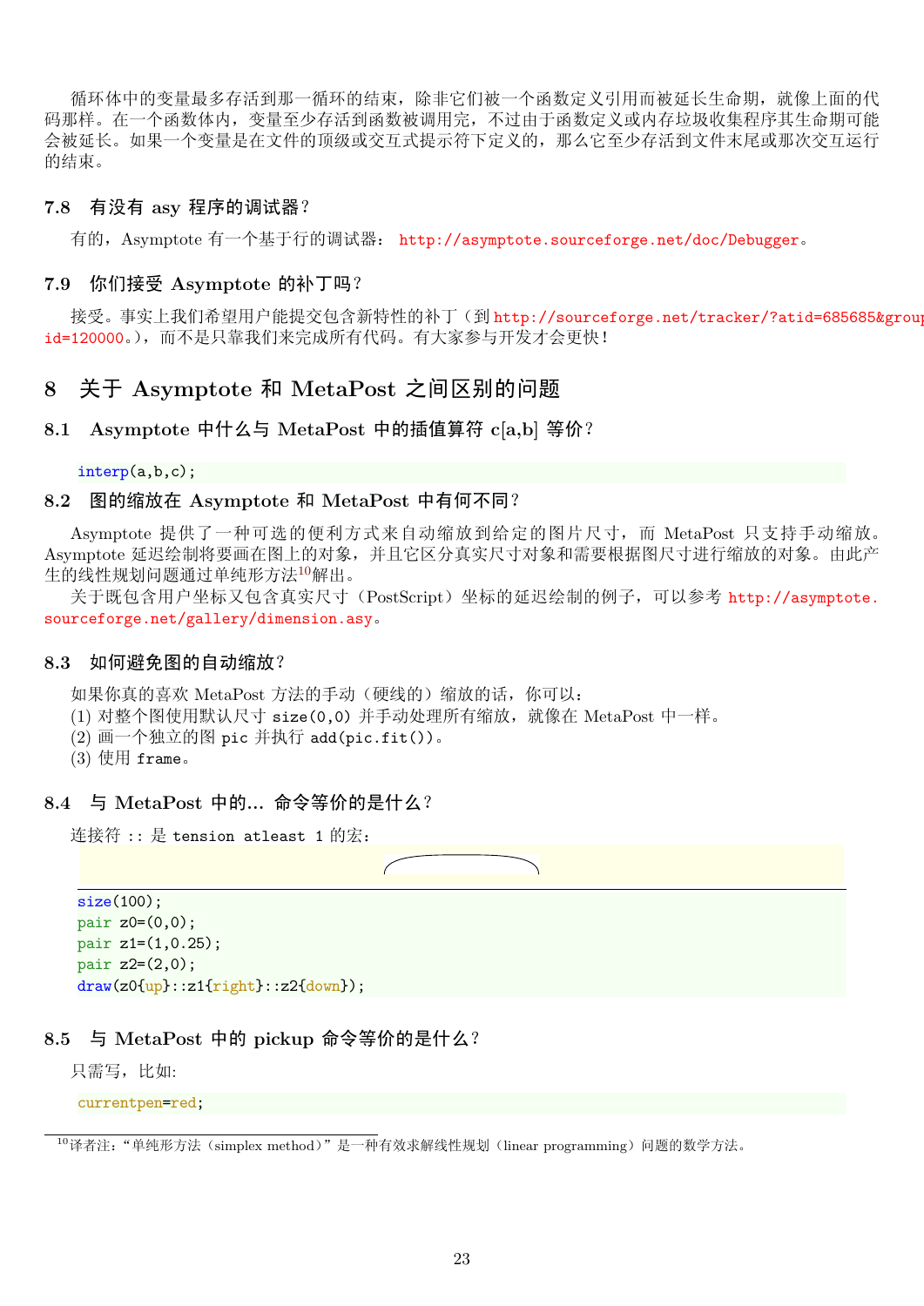循环体中的变量最多存活到那一循环的结束，除非它们被一个函数定义引用而被延长生命期，就像上面的代码那样。在一个函数体内，变量至少存活到函数被调用完，不过由于函数定义或内存垃圾收集程序其生命期可能会被延长。如果一个变量是在文件的顶级或交互式提示符下定义的，那么它至少存活到文件末尾或那次交互运行的结束。

### 7.8 有没有 asy 程序的调试器？

有的，Asymptote 有一个基于行的调试器：http://asymptote.sourceforge.net/doc/Debugger。

### 7.9 你们接受 Asymptote 的补丁吗？

接受。事实上我们希望用户能提交包含新特性的补丁（到 http://sourceforge.net/tracker/?atid=685685&group_id=120000。），而不是只靠我们来完成所有代码。有大家参与开发才会更快！

## 8 关于 Asymptote 和 MetaPost 之间区别的问题

### 8.1 Asymptote 中什么与 MetaPost 中的插值算符 c[a,b] 等价？

```
interp(a,b,c);
```

### 8.2 图的缩放在 Asymptote 和 MetaPost 中有何不同？

Asymptote 提供了一种可选的便利方式来自动缩放到给定的图片尺寸，而 MetaPost 只支持手动缩放。Asymptote 延迟绘制将要画在图上的对象，并且它区分真实尺寸对象和需要根据图尺寸进行缩放的对象。由此产生的线性规划问题通过单纯形方法[10]解出。

关于既包含用户坐标又包含真实尺寸（PostScript）坐标的延迟绘制的例子，可以参考 http://asymptote.sourceforge.net/gallery/dimension.asy。

### 8.3 如何避免图的自动缩放？

如果你真的喜欢 MetaPost 方法的手动（硬线的）缩放的话，你可以：
(1) 对整个图使用默认尺寸 size(0,0) 并手动处理所有缩放，就像在 MetaPost 中一样。
(2) 画一个独立的图 pic 并执行 add(pic.fit())。
(3) 使用 frame。

### 8.4 与 MetaPost 中的... 命令等价的是什么？

连接符 :: 是 tension atleast 1 的宏：

```
size(100);
pair z0=(0,0);
pair z1=(1,0.25);
pair z2=(2,0);
draw(z0{up}::z1{right}::z2{down});
```

### 8.5 与 MetaPost 中的 pickup 命令等价的是什么？

只需写，比如:

```
currentpen=red;
```

[10] 译者注："单纯形方法（simplex method）"是一种有效求解线性规划（linear programming）问题的数学方法。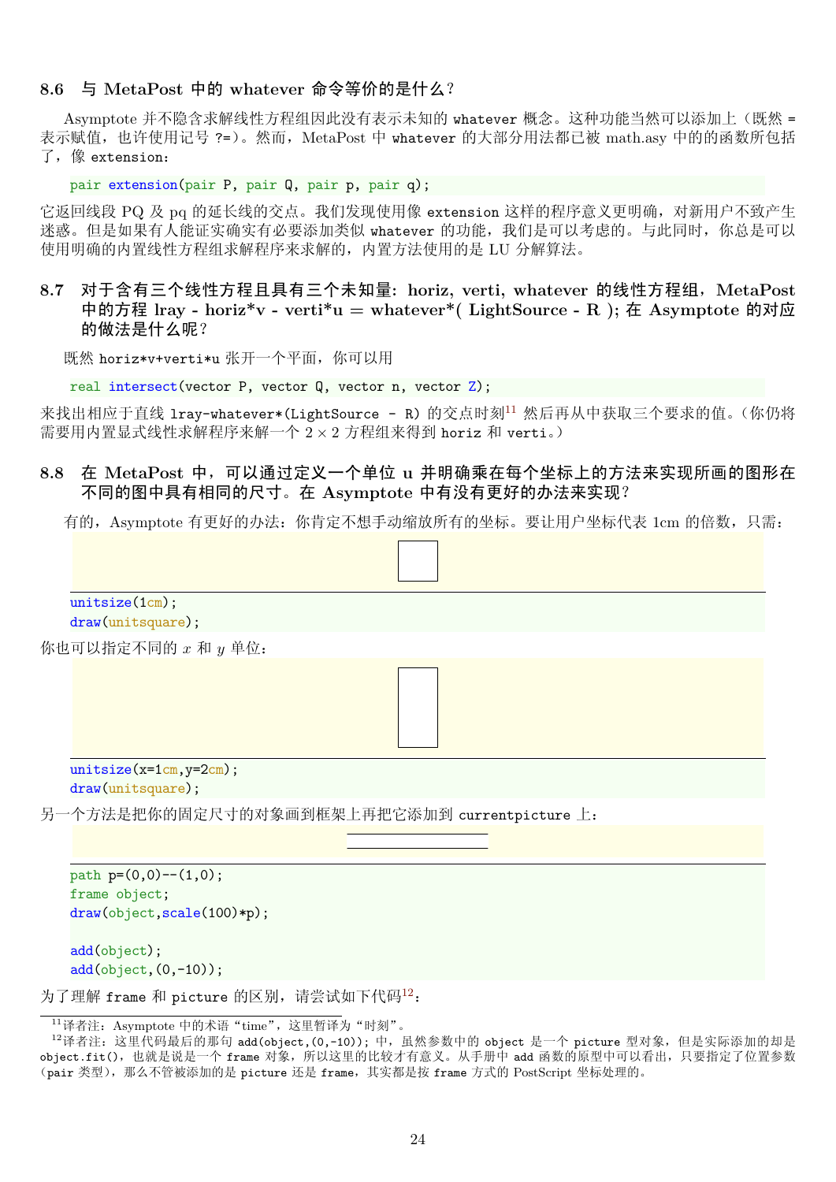### 8.6 与 MetaPost 中的 whatever 命令等价的是什么？

Asymptote 并不隐含求解线性方程组因此没有表示未知的 `whatever` 概念。这种功能当然可以添加上（既然 `=` 表示赋值，也许使用记号 `?=`）。然而，MetaPost 中 `whatever` 的大部分用法都已被 math.asy 中的的函数所包括了，像 `extension`：

```
pair extension(pair P, pair Q, pair p, pair q);
```

它返回线段 PQ 及 pq 的延长线的交点。我们发现使用像 `extension` 这样的程序意义更明确，对新用户不致产生迷惑。但是如果有人能证实确实有必要添加类似 `whatever` 的功能，我们是可以考虑的。与此同时，你总是可以使用明确的内置线性方程组求解程序来求解的，内置方法使用的是 LU 分解算法。

### 8.7 对于含有三个线性方程且具有三个未知量：horiz, verti, whatever 的线性方程组，MetaPost 中的方程 lray - horiz*v - verti*u = whatever*( LightSource - R ); 在 Asymptote 的对应的做法是什么呢？

既然 `horiz*v+verti*u` 张开一个平面，你可以用

```
real intersect(vector P, vector Q, vector n, vector Z);
```

来找出相应于直线 `lray-whatever*(LightSource - R)` 的交点时刻[11] 然后再从中获取三个要求的值。（你仍将需要用内置显式线性求解程序来解一个 $2 \times 2$ 方程组来得到 `horiz` 和 `verti`。）

### 8.8 在 MetaPost 中，可以通过定义一个单位 u 并明确乘在每个坐标上的方法来实现所画的图形在不同的图中具有相同的尺寸。在 Asymptote 中有没有更好的办法来实现？

有的，Asymptote 有更好的办法：你肯定不想手动缩放所有的坐标。要让用户坐标代表 1cm 的倍数，只需：

```
unitsize(1cm);
draw(unitsquare);
```

你也可以指定不同的 $x$ 和 $y$ 单位：

```
unitsize(x=1cm,y=2cm);
draw(unitsquare);
```

另一个方法是把你的固定尺寸的对象画到框架上再把它添加到 `currentpicture` 上：

```
path p=(0,0)--(1,0);
frame object;
draw(object,scale(100)*p);

add(object);
add(object,(0,-10));
```

为了理解 `frame` 和 `picture` 的区别，请尝试如下代码[12]：

---

[11] 译者注：Asymptote 中的术语“time”，这里暂译为“时刻”。

[12] 译者注：这里代码最后的那句 `add(object,(0,-10));` 中，虽然参数中的 `object` 是一个 `picture` 型对象，但是实际添加的却是 `object.fit()`，也就是说是一个 `frame` 对象，所以这里的比较才有意义。从手册中 `add` 函数的原型中可以看出，只要指定了位置参数（`pair` 类型），那么不管被添加的是 `picture` 还是 `frame`，其实都是按 `frame` 方式的 PostScript 坐标处理的。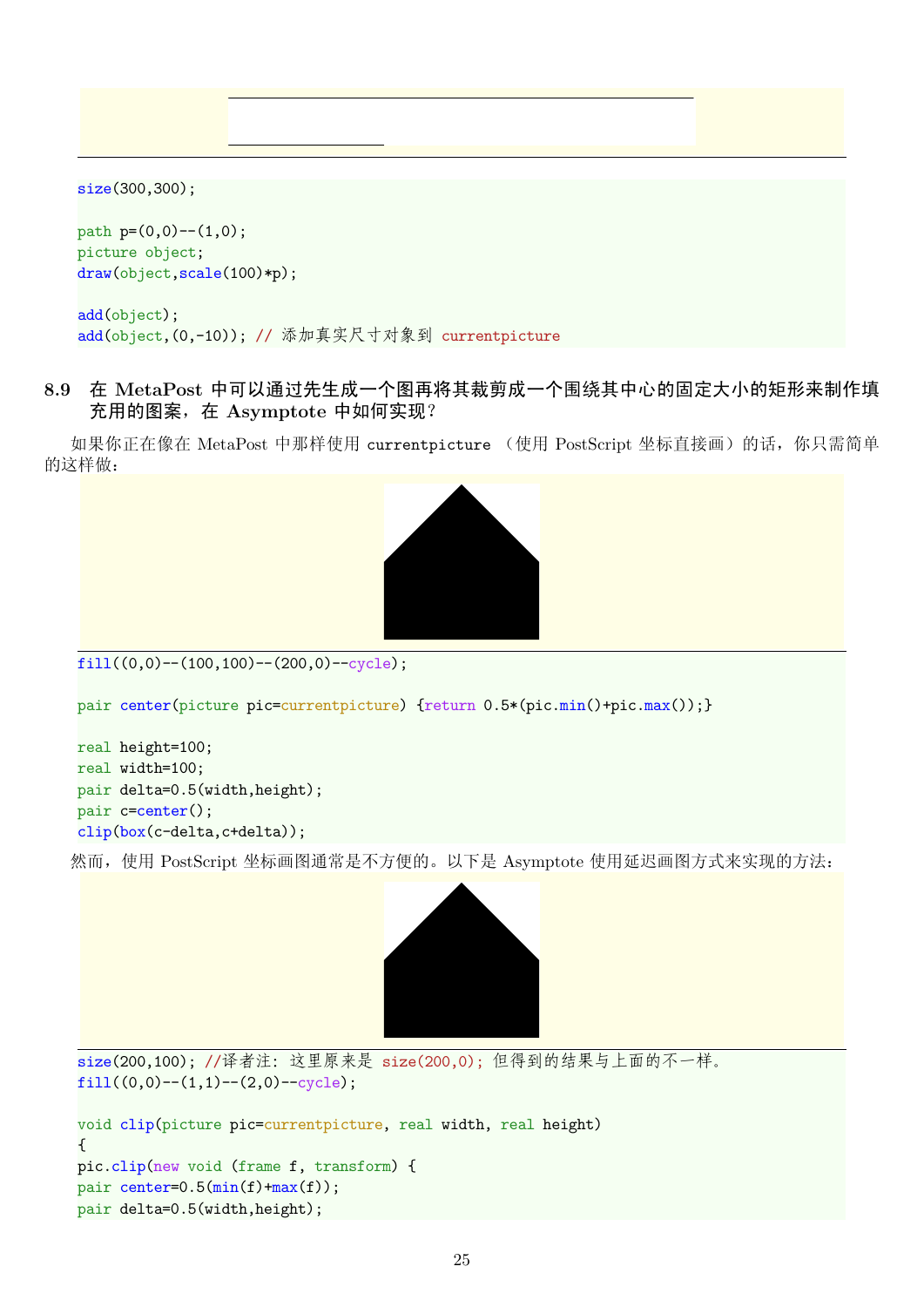```
size(300,300);

path p=(0,0)--(1,0);
picture object;
draw(object,scale(100)*p);

add(object);
add(object,(0,-10)); // 添加真实尺寸对象到 currentpicture
```

### 8.9 在 MetaPost 中可以通过先生成一个图再将其裁剪成一个围绕其中心的固定大小的矩形来制作填充用的图案，在 Asymptote 中如何实现？

如果你正在像在 MetaPost 中那样使用 currentpicture （使用 PostScript 坐标直接画）的话，你只需简单的这样做：

```
fill((0,0)--(100,100)--(200,0)--cycle);

pair center(picture pic=currentpicture) {return 0.5*(pic.min()+pic.max());}

real height=100;
real width=100;
pair delta=0.5(width,height);
pair c=center();
clip(box(c-delta,c+delta));
```

然而，使用 PostScript 坐标画图通常是不方便的。以下是 Asymptote 使用延迟画图方式来实现的方法：

```
size(200,100); //译者注: 这里原来是 size(200,0); 但得到的结果与上面的不一样。
fill((0,0)--(1,1)--(2,0)--cycle);

void clip(picture pic=currentpicture, real width, real height)
{
pic.clip(new void (frame f, transform) {
pair center=0.5(min(f)+max(f));
pair delta=0.5(width,height);
```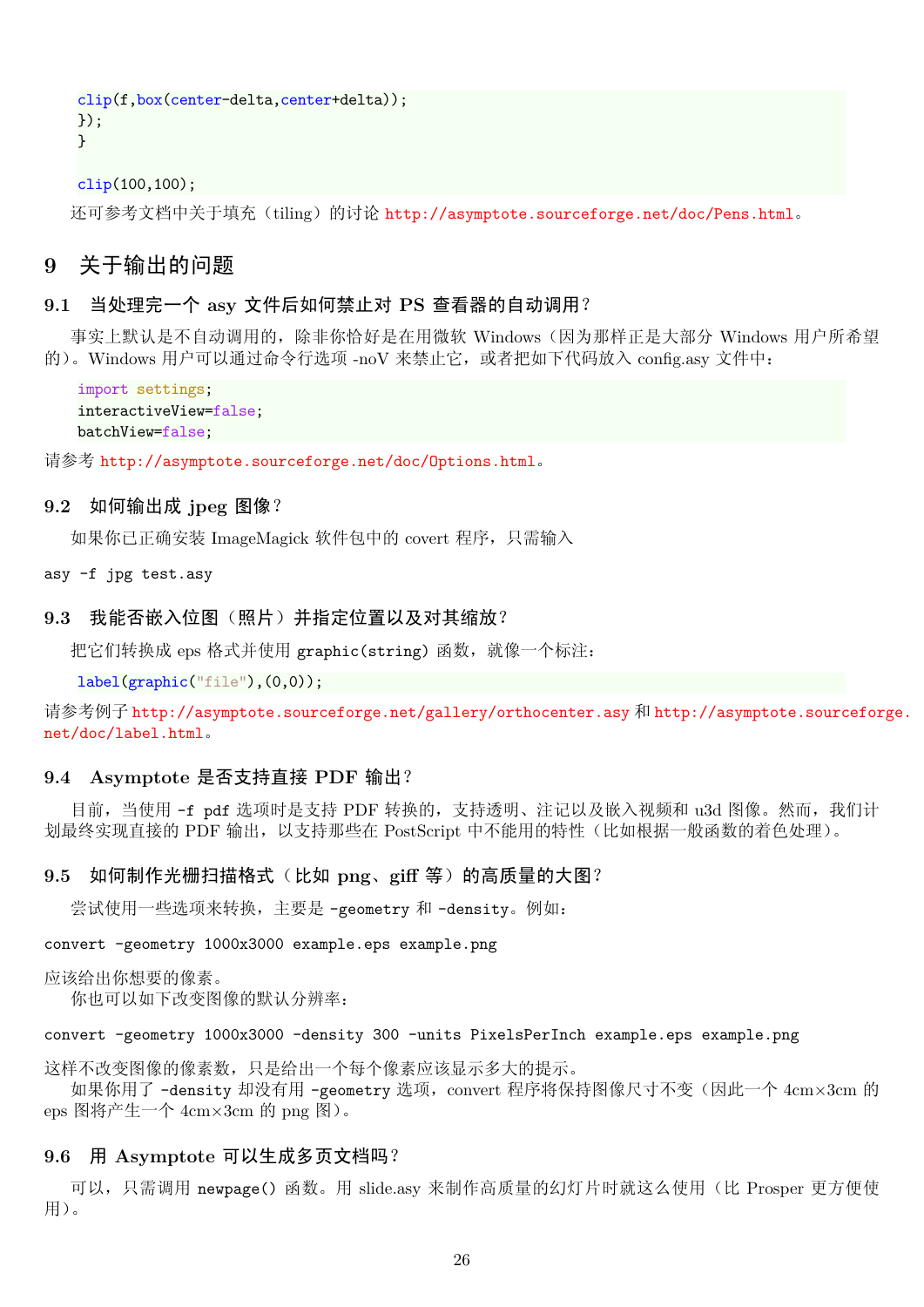```
clip(f,box(center-delta,center+delta));
});
}

clip(100,100);
```

还可参考文档中关于填充（tiling）的讨论 http://asymptote.sourceforge.net/doc/Pens.html。

# 9 关于输出的问题

## 9.1 当处理完一个 asy 文件后如何禁止对 PS 查看器的自动调用？

事实上默认是不自动调用的，除非你恰好是在用微软 Windows（因为那样正是大部分 Windows 用户所希望的）。Windows 用户可以通过命令行选项 -noV 来禁止它，或者把如下代码放入 config.asy 文件中：

```
import settings;
interactiveView=false;
batchView=false;
```

请参考 http://asymptote.sourceforge.net/doc/Options.html。

## 9.2 如何输出成 jpeg 图像？

如果你已正确安装 ImageMagick 软件包中的 covert 程序，只需输入

```
asy -f jpg test.asy
```

## 9.3 我能否嵌入位图（照片）并指定位置以及对其缩放？

把它们转换成 eps 格式并使用 `graphic(string)` 函数，就像一个标注：

```
label(graphic("file"),(0,0));
```

请参考例子 http://asymptote.sourceforge.net/gallery/orthocenter.asy 和 http://asymptote.sourceforge.net/doc/label.html。

## 9.4 Asymptote 是否支持直接 PDF 输出？

目前，当使用 `-f pdf` 选项时是支持 PDF 转换的，支持透明、注记以及嵌入视频和 u3d 图像。然而，我们计划最终实现直接的 PDF 输出，以支持那些在 PostScript 中不能用的特性（比如根据一般函数的着色处理）。

## 9.5 如何制作光栅扫描格式（比如 png、giff 等）的高质量的大图？

尝试使用一些选项来转换，主要是 `-geometry` 和 `-density`。例如：

```
convert -geometry 1000x3000 example.eps example.png
```

应该给出你想要的像素。

你也可以如下改变图像的默认分辨率：

```
convert -geometry 1000x3000 -density 300 -units PixelsPerInch example.eps example.png
```

这样不改变图像的像素数，只是给出一个每个像素应该显示多大的提示。

如果你用了 `-density` 却没有用 `-geometry` 选项，convert 程序将保持图像尺寸不变（因此一个 4cm×3cm 的 eps 图将产生一个 4cm×3cm 的 png 图）。

## 9.6 用 Asymptote 可以生成多页文档吗？

可以，只需调用 `newpage()` 函数。用 slide.asy 来制作高质量的幻灯片时就这么使用（比 Prosper 更方便使用）。